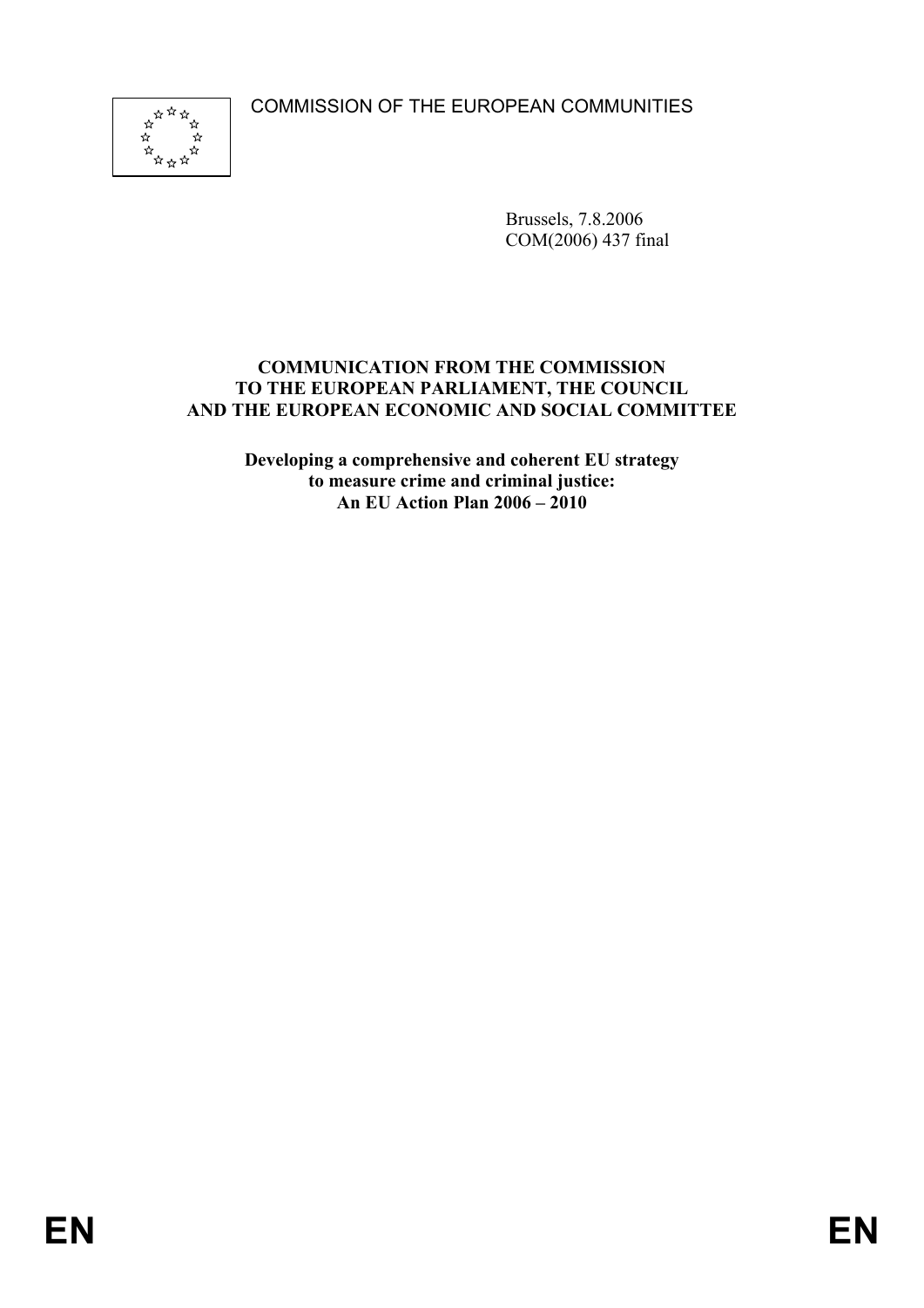COMMISSION OF THE EUROPEAN COMMUNITIES

Brussels, 7.8.2006
COM(2006) 437 final

**COMMUNICATION FROM THE COMMISSION TO THE EUROPEAN PARLIAMENT, THE COUNCIL AND THE EUROPEAN ECONOMIC AND SOCIAL COMMITTEE**

**Developing a comprehensive and coherent EU strategy to measure crime and criminal justice: An EU Action Plan 2006 – 2010**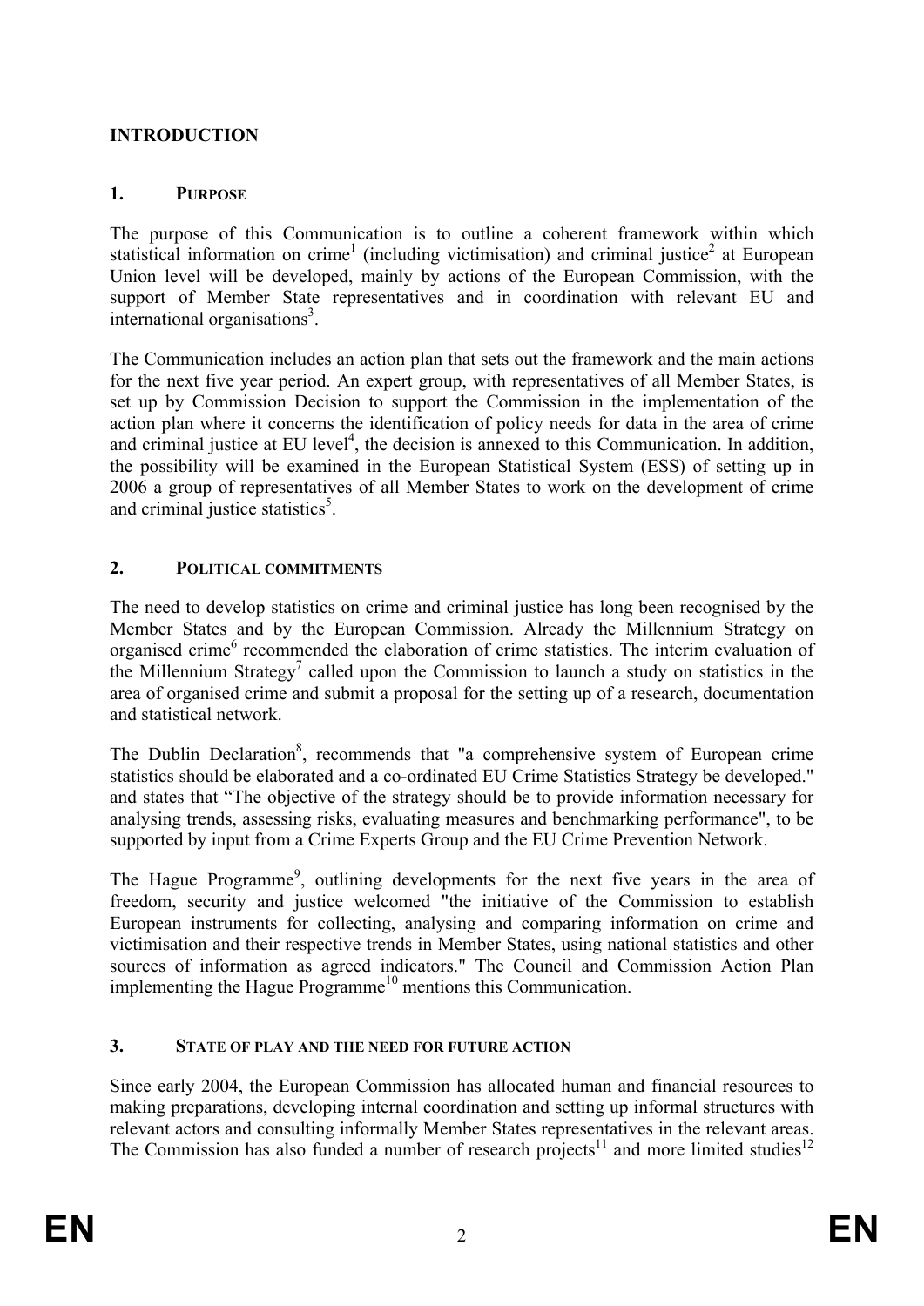# INTRODUCTION

## 1. PURPOSE

The purpose of this Communication is to outline a coherent framework within which statistical information on crime[1] (including victimisation) and criminal justice[2] at European Union level will be developed, mainly by actions of the European Commission, with the support of Member State representatives and in coordination with relevant EU and international organisations[3].

The Communication includes an action plan that sets out the framework and the main actions for the next five year period. An expert group, with representatives of all Member States, is set up by Commission Decision to support the Commission in the implementation of the action plan where it concerns the identification of policy needs for data in the area of crime and criminal justice at EU level[4], the decision is annexed to this Communication. In addition, the possibility will be examined in the European Statistical System (ESS) of setting up in 2006 a group of representatives of all Member States to work on the development of crime and criminal justice statistics[5].

## 2. POLITICAL COMMITMENTS

The need to develop statistics on crime and criminal justice has long been recognised by the Member States and by the European Commission. Already the Millennium Strategy on organised crime[6] recommended the elaboration of crime statistics. The interim evaluation of the Millennium Strategy[7] called upon the Commission to launch a study on statistics in the area of organised crime and submit a proposal for the setting up of a research, documentation and statistical network.

The Dublin Declaration[8], recommends that "a comprehensive system of European crime statistics should be elaborated and a co-ordinated EU Crime Statistics Strategy be developed." and states that "The objective of the strategy should be to provide information necessary for analysing trends, assessing risks, evaluating measures and benchmarking performance", to be supported by input from a Crime Experts Group and the EU Crime Prevention Network.

The Hague Programme[9], outlining developments for the next five years in the area of freedom, security and justice welcomed "the initiative of the Commission to establish European instruments for collecting, analysing and comparing information on crime and victimisation and their respective trends in Member States, using national statistics and other sources of information as agreed indicators." The Council and Commission Action Plan implementing the Hague Programme[10] mentions this Communication.

## 3. STATE OF PLAY AND THE NEED FOR FUTURE ACTION

Since early 2004, the European Commission has allocated human and financial resources to making preparations, developing internal coordination and setting up informal structures with relevant actors and consulting informally Member States representatives in the relevant areas. The Commission has also funded a number of research projects[11] and more limited studies[12]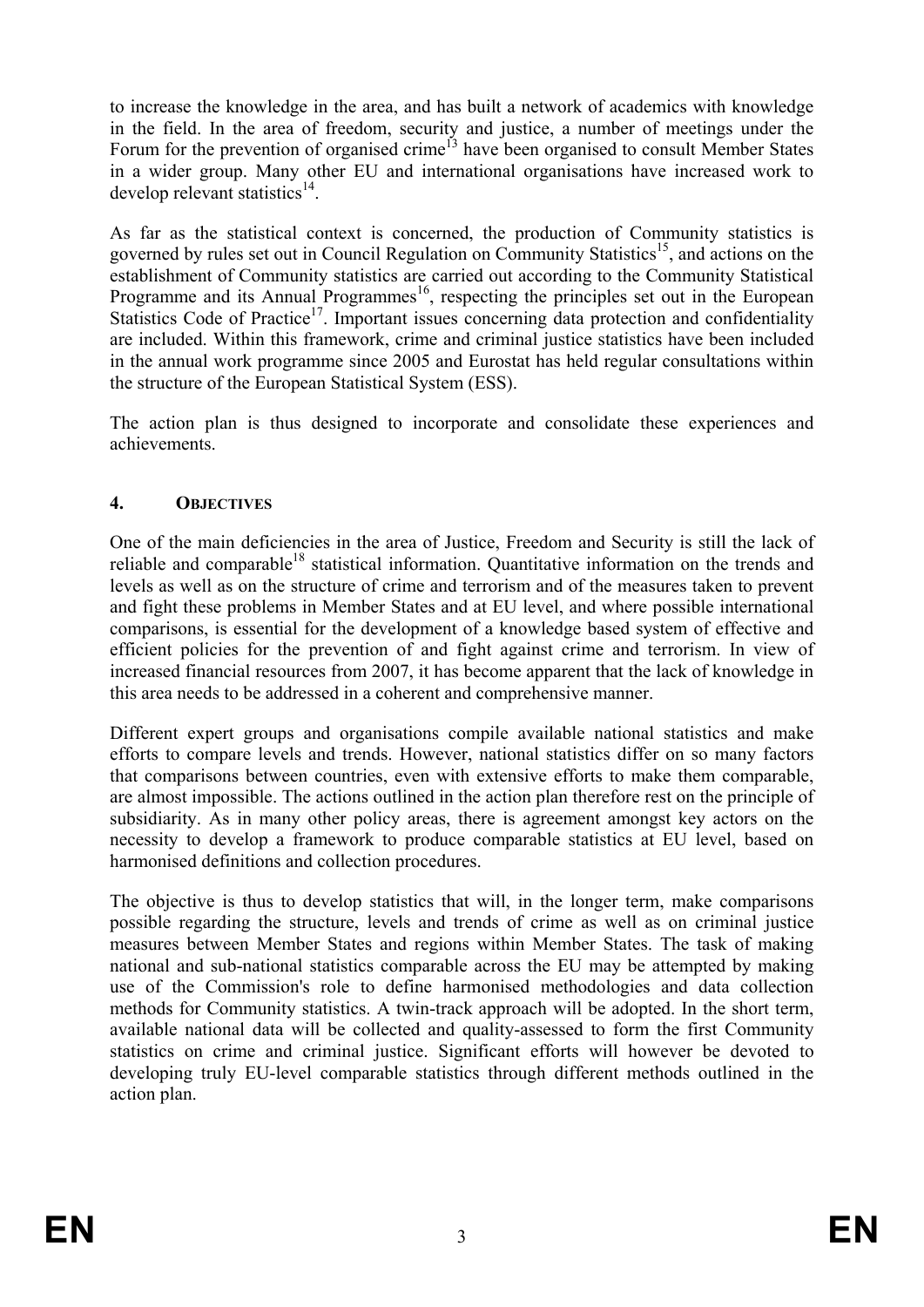to increase the knowledge in the area, and has built a network of academics with knowledge in the field. In the area of freedom, security and justice, a number of meetings under the Forum for the prevention of organised crime[13] have been organised to consult Member States in a wider group. Many other EU and international organisations have increased work to develop relevant statistics[14].

As far as the statistical context is concerned, the production of Community statistics is governed by rules set out in Council Regulation on Community Statistics[15], and actions on the establishment of Community statistics are carried out according to the Community Statistical Programme and its Annual Programmes[16], respecting the principles set out in the European Statistics Code of Practice[17]. Important issues concerning data protection and confidentiality are included. Within this framework, crime and criminal justice statistics have been included in the annual work programme since 2005 and Eurostat has held regular consultations within the structure of the European Statistical System (ESS).

The action plan is thus designed to incorporate and consolidate these experiences and achievements.

## 4. OBJECTIVES

One of the main deficiencies in the area of Justice, Freedom and Security is still the lack of reliable and comparable[18] statistical information. Quantitative information on the trends and levels as well as on the structure of crime and terrorism and of the measures taken to prevent and fight these problems in Member States and at EU level, and where possible international comparisons, is essential for the development of a knowledge based system of effective and efficient policies for the prevention of and fight against crime and terrorism. In view of increased financial resources from 2007, it has become apparent that the lack of knowledge in this area needs to be addressed in a coherent and comprehensive manner.

Different expert groups and organisations compile available national statistics and make efforts to compare levels and trends. However, national statistics differ on so many factors that comparisons between countries, even with extensive efforts to make them comparable, are almost impossible. The actions outlined in the action plan therefore rest on the principle of subsidiarity. As in many other policy areas, there is agreement amongst key actors on the necessity to develop a framework to produce comparable statistics at EU level, based on harmonised definitions and collection procedures.

The objective is thus to develop statistics that will, in the longer term, make comparisons possible regarding the structure, levels and trends of crime as well as on criminal justice measures between Member States and regions within Member States. The task of making national and sub-national statistics comparable across the EU may be attempted by making use of the Commission's role to define harmonised methodologies and data collection methods for Community statistics. A twin-track approach will be adopted. In the short term, available national data will be collected and quality-assessed to form the first Community statistics on crime and criminal justice. Significant efforts will however be devoted to developing truly EU-level comparable statistics through different methods outlined in the action plan.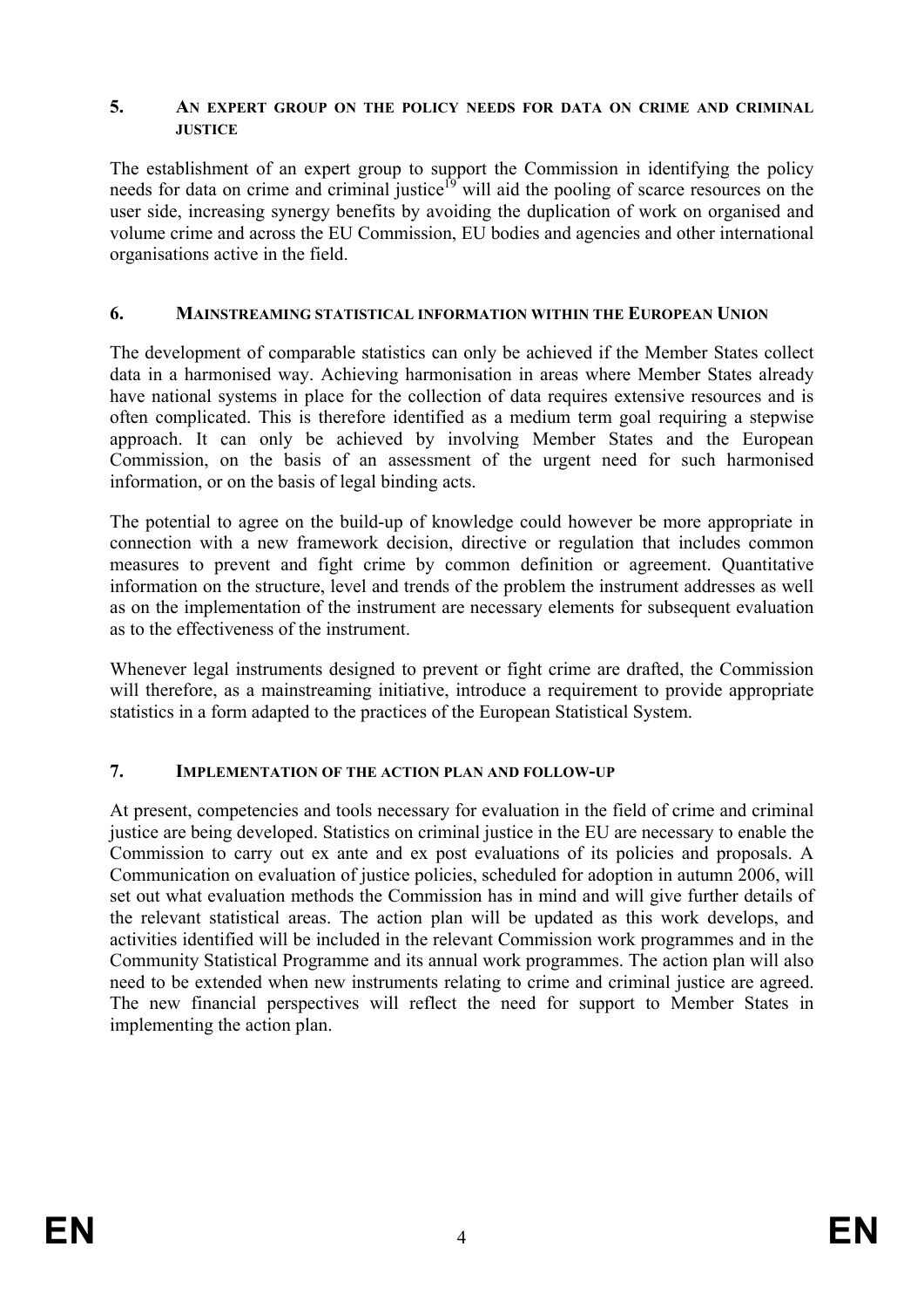## 5. AN EXPERT GROUP ON THE POLICY NEEDS FOR DATA ON CRIME AND CRIMINAL JUSTICE

The establishment of an expert group to support the Commission in identifying the policy needs for data on crime and criminal justice[19] will aid the pooling of scarce resources on the user side, increasing synergy benefits by avoiding the duplication of work on organised and volume crime and across the EU Commission, EU bodies and agencies and other international organisations active in the field.

## 6. MAINSTREAMING STATISTICAL INFORMATION WITHIN THE EUROPEAN UNION

The development of comparable statistics can only be achieved if the Member States collect data in a harmonised way. Achieving harmonisation in areas where Member States already have national systems in place for the collection of data requires extensive resources and is often complicated. This is therefore identified as a medium term goal requiring a stepwise approach. It can only be achieved by involving Member States and the European Commission, on the basis of an assessment of the urgent need for such harmonised information, or on the basis of legal binding acts.

The potential to agree on the build-up of knowledge could however be more appropriate in connection with a new framework decision, directive or regulation that includes common measures to prevent and fight crime by common definition or agreement. Quantitative information on the structure, level and trends of the problem the instrument addresses as well as on the implementation of the instrument are necessary elements for subsequent evaluation as to the effectiveness of the instrument.

Whenever legal instruments designed to prevent or fight crime are drafted, the Commission will therefore, as a mainstreaming initiative, introduce a requirement to provide appropriate statistics in a form adapted to the practices of the European Statistical System.

## 7. IMPLEMENTATION OF THE ACTION PLAN AND FOLLOW-UP

At present, competencies and tools necessary for evaluation in the field of crime and criminal justice are being developed. Statistics on criminal justice in the EU are necessary to enable the Commission to carry out ex ante and ex post evaluations of its policies and proposals. A Communication on evaluation of justice policies, scheduled for adoption in autumn 2006, will set out what evaluation methods the Commission has in mind and will give further details of the relevant statistical areas. The action plan will be updated as this work develops, and activities identified will be included in the relevant Commission work programmes and in the Community Statistical Programme and its annual work programmes. The action plan will also need to be extended when new instruments relating to crime and criminal justice are agreed. The new financial perspectives will reflect the need for support to Member States in implementing the action plan.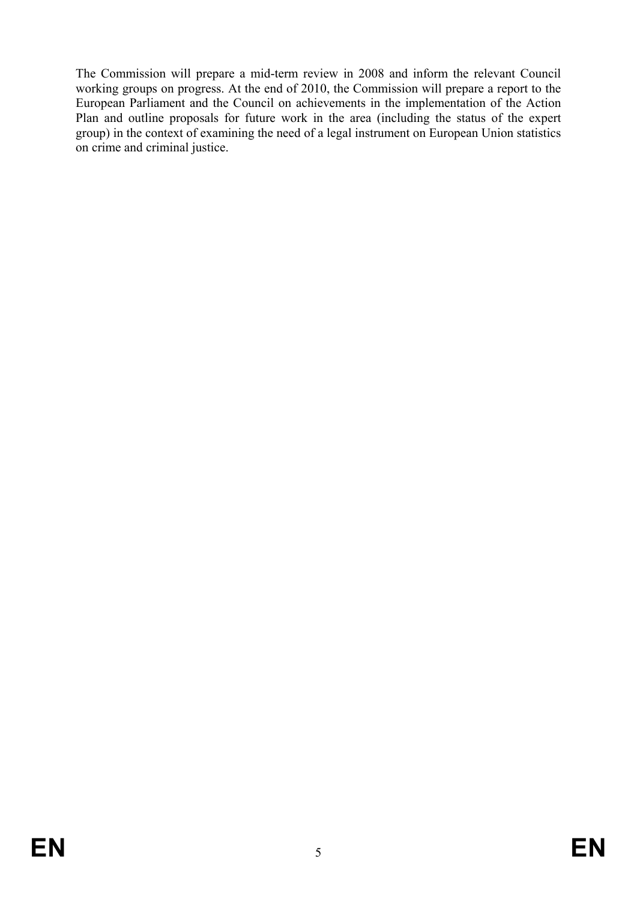The Commission will prepare a mid-term review in 2008 and inform the relevant Council working groups on progress. At the end of 2010, the Commission will prepare a report to the European Parliament and the Council on achievements in the implementation of the Action Plan and outline proposals for future work in the area (including the status of the expert group) in the context of examining the need of a legal instrument on European Union statistics on crime and criminal justice.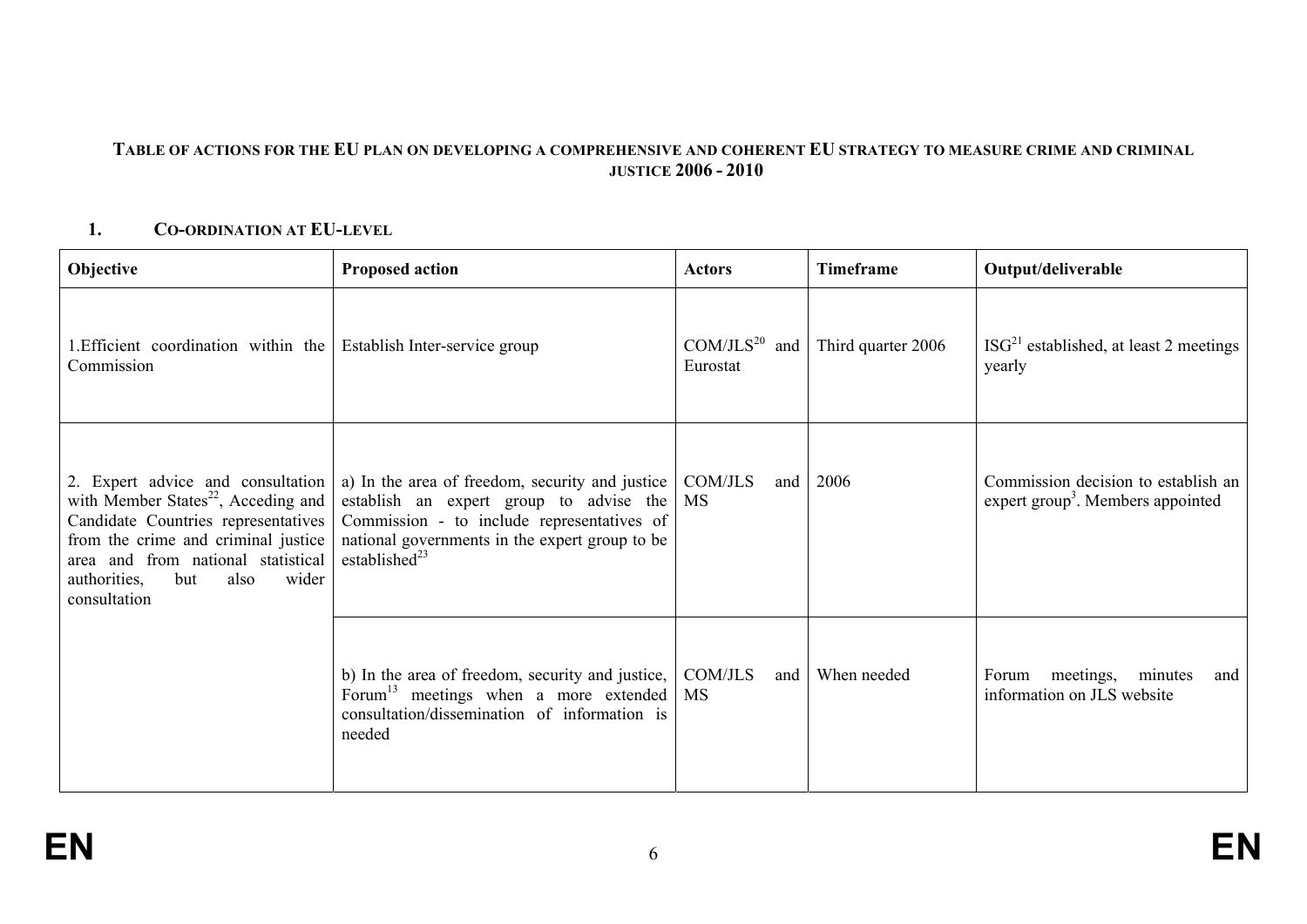**TABLE OF ACTIONS FOR THE EU PLAN ON DEVELOPING A COMPREHENSIVE AND COHERENT EU STRATEGY TO MEASURE CRIME AND CRIMINAL JUSTICE 2006 - 2010**

## 1. CO-ORDINATION AT EU-LEVEL

| Objective | Proposed action | Actors | Timeframe | Output/deliverable |
|---|---|---|---|---|
| 1.Efficient coordination within the Commission | Establish Inter-service group | COM/JLS[20] and Eurostat | Third quarter 2006 | ISG[21] established, at least 2 meetings yearly |
| 2. Expert advice and consultation with Member States[22], Acceding and Candidate Countries representatives from the crime and criminal justice area and from national statistical authorities, but also wider consultation | a) In the area of freedom, security and justice establish an expert group to advise the Commission - to include representatives of national governments in the expert group to be established[23] | COM/JLS and MS | 2006 | Commission decision to establish an expert group[3]. Members appointed |
| | b) In the area of freedom, security and justice, Forum[13] meetings when a more extended consultation/dissemination of information is needed | COM/JLS and MS | When needed | Forum meetings, minutes and information on JLS website |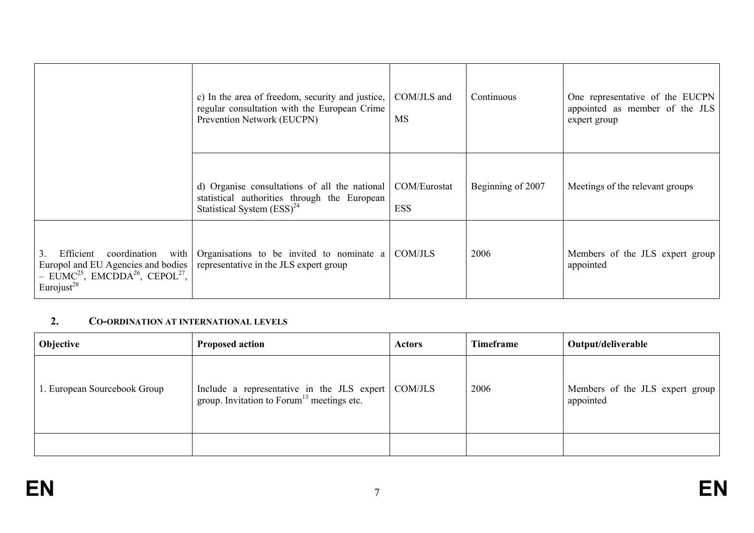| | | | | |
|---|---|---|---|---|
| | c) In the area of freedom, security and justice, regular consultation with the European Crime Prevention Network (EUCPN) | COM/JLS and MS | Continuous | One representative of the EUCPN appointed as member of the JLS expert group |
| | d) Organise consultations of all the national statistical authorities through the European Statistical System (ESS)[24] | COM/Eurostat ESS | Beginning of 2007 | Meetings of the relevant groups |
| 3. Efficient coordination with Europol and EU Agencies and bodies – EUMC[25], EMCDDA[26], CEPOL[27], Eurojust[28] | Organisations to be invited to nominate a representative in the JLS expert group | COM/JLS | 2006 | Members of the JLS expert group appointed |

## 2. CO-ORDINATION AT INTERNATIONAL LEVELS

| Objective | Proposed action | Actors | Timeframe | Output/deliverable |
|---|---|---|---|---|
| 1. European Sourcebook Group | Include a representative in the JLS expert group. Invitation to Forum[13] meetings etc. | COM/JLS | 2006 | Members of the JLS expert group appointed |
| | | | | |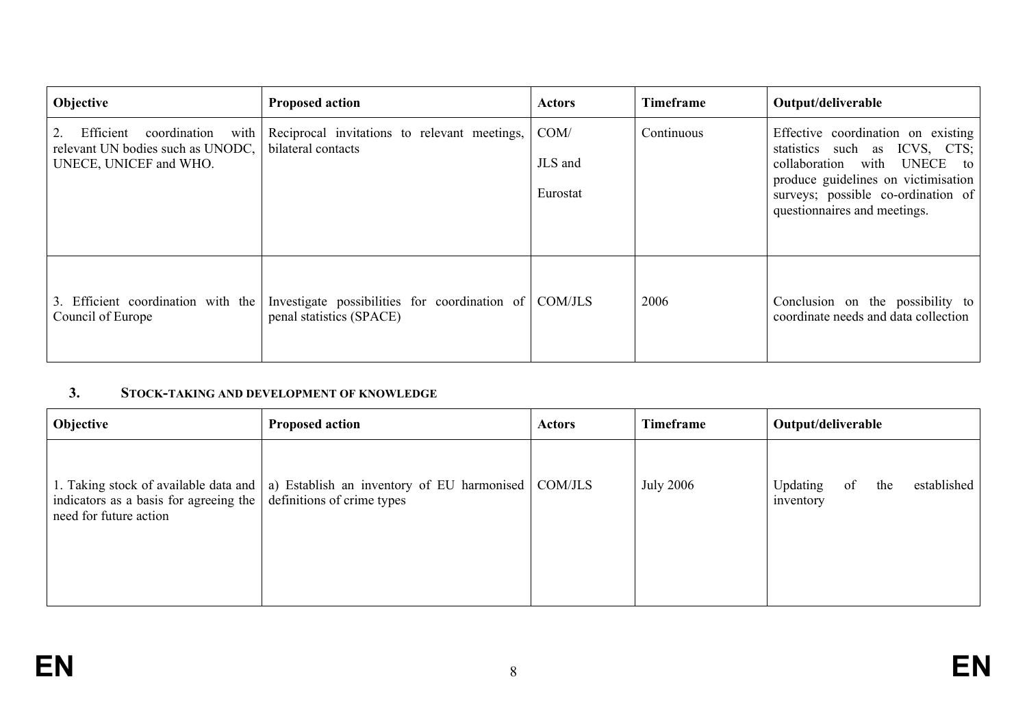| Objective | Proposed action | Actors | Timeframe | Output/deliverable |
|---|---|---|---|---|
| 2. Efficient coordination with relevant UN bodies such as UNODC, UNECE, UNICEF and WHO. | Reciprocal invitations to relevant meetings, bilateral contacts | COM/ JLS and Eurostat | Continuous | Effective coordination on existing statistics such as ICVS, CTS; collaboration with UNECE to produce guidelines on victimisation surveys; possible co-ordination of questionnaires and meetings. |
| 3. Efficient coordination with the Council of Europe | Investigate possibilities for coordination of penal statistics (SPACE) | COM/JLS | 2006 | Conclusion on the possibility to coordinate needs and data collection |

## 3. STOCK-TAKING AND DEVELOPMENT OF KNOWLEDGE

| Objective | Proposed action | Actors | Timeframe | Output/deliverable |
|---|---|---|---|---|
| 1. Taking stock of available data and indicators as a basis for agreeing the need for future action | a) Establish an inventory of EU harmonised definitions of crime types | COM/JLS | July 2006 | Updating of the established inventory |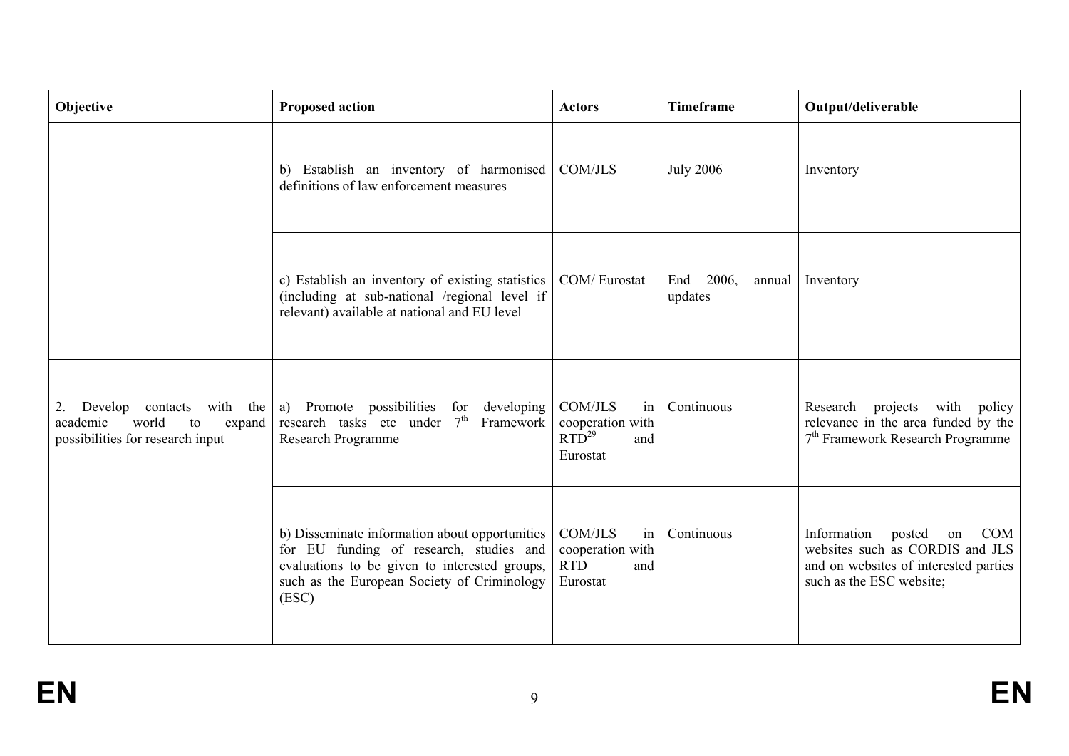| Objective | Proposed action | Actors | Timeframe | Output/deliverable |
|---|---|---|---|---|
| | b) Establish an inventory of harmonised definitions of law enforcement measures | COM/JLS | July 2006 | Inventory |
| | c) Establish an inventory of existing statistics (including at sub-national /regional level if relevant) available at national and EU level | COM/ Eurostat | End 2006, annual updates | Inventory |
| 2. Develop contacts with the academic world to expand possibilities for research input | a) Promote possibilities for developing research tasks etc under 7th Framework Research Programme | COM/JLS in cooperation with RTD[29] and Eurostat | Continuous | Research projects with policy relevance in the area funded by the 7th Framework Research Programme |
| | b) Disseminate information about opportunities for EU funding of research, studies and evaluations to be given to interested groups, such as the European Society of Criminology (ESC) | COM/JLS in cooperation with RTD and Eurostat | Continuous | Information posted on COM websites such as CORDIS and JLS and on websites of interested parties such as the ESC website; |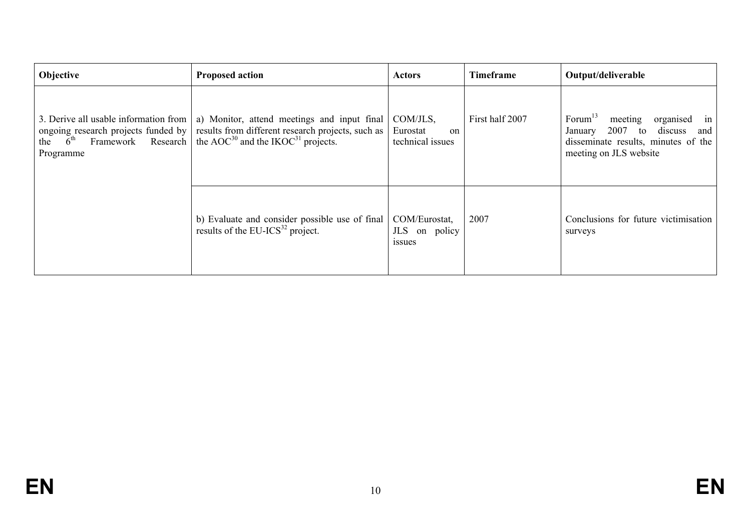| Objective | Proposed action | Actors | Timeframe | Output/deliverable |
|---|---|---|---|---|
| 3. Derive all usable information from ongoing research projects funded by the $6^{th}$ Framework Research Programme | a) Monitor, attend meetings and input final results from different research projects, such as the AOC[30] and the IKOC[31] projects. | COM/JLS, Eurostat on technical issues | First half 2007 | Forum[13] meeting organised in January 2007 to discuss and disseminate results, minutes of the meeting on JLS website |
| | b) Evaluate and consider possible use of final results of the EU-ICS[32] project. | COM/Eurostat, JLS on policy issues | 2007 | Conclusions for future victimisation surveys |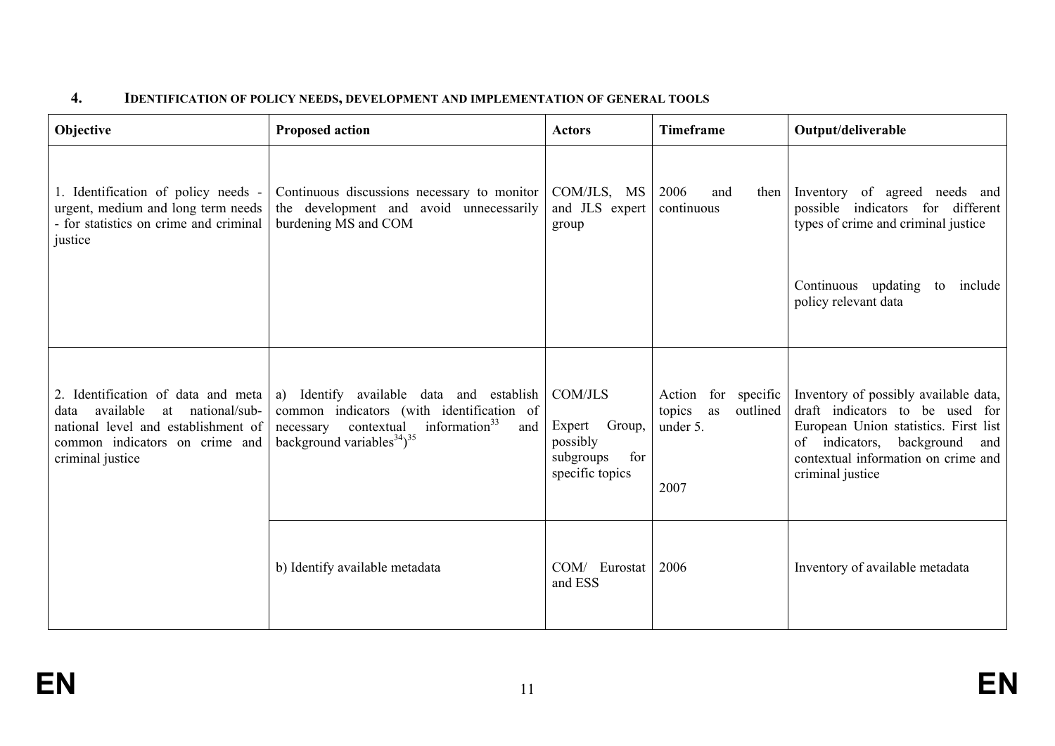## 4. IDENTIFICATION OF POLICY NEEDS, DEVELOPMENT AND IMPLEMENTATION OF GENERAL TOOLS

| Objective | Proposed action | Actors | Timeframe | Output/deliverable |
|---|---|---|---|---|
| 1. Identification of policy needs - urgent, medium and long term needs - for statistics on crime and criminal justice | Continuous discussions necessary to monitor the development and avoid unnecessarily burdening MS and COM | COM/JLS, MS and JLS expert group | 2006 and then continuous | Inventory of agreed needs and possible indicators for different types of crime and criminal justice<br><br>Continuous updating to include policy relevant data |
| 2. Identification of data and meta data available at national/sub-national level and establishment of common indicators on crime and criminal justice | a) Identify available data and establish common indicators (with identification of necessary contextual information[33] and background variables[34])[35] | COM/JLS<br><br>Expert Group, possibly subgroups for specific topics | Action for specific topics as outlined under 5.<br><br>2007 | Inventory of possibly available data, draft indicators to be used for European Union statistics. First list of indicators, background and contextual information on crime and criminal justice |
| | b) Identify available metadata | COM/ Eurostat and ESS | 2006 | Inventory of available metadata |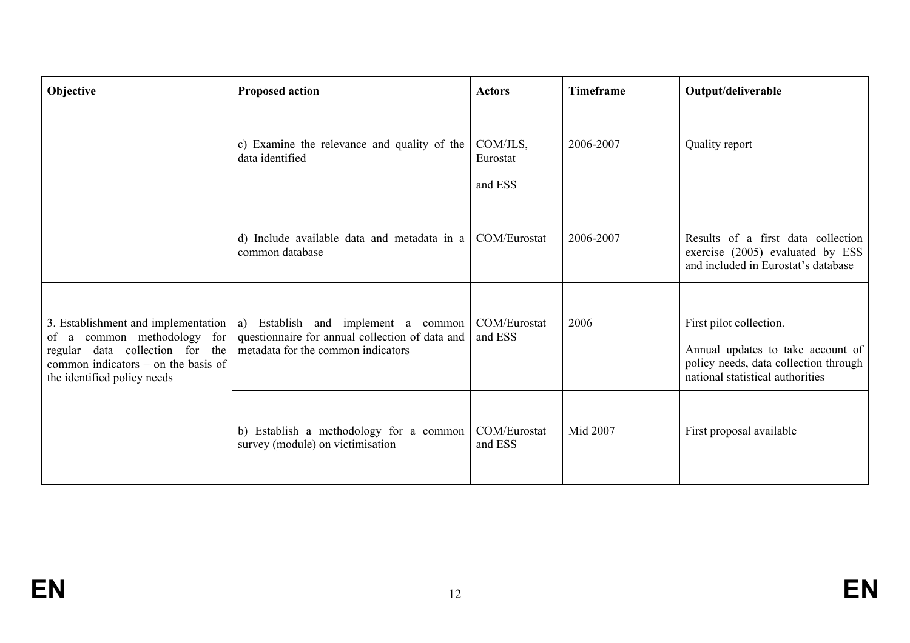| Objective | Proposed action | Actors | Timeframe | Output/deliverable |
|---|---|---|---|---|
| | c) Examine the relevance and quality of the data identified | COM/JLS, Eurostat and ESS | 2006-2007 | Quality report |
| | d) Include available data and metadata in a common database | COM/Eurostat | 2006-2007 | Results of a first data collection exercise (2005) evaluated by ESS and included in Eurostat's database |
| 3. Establishment and implementation of a common methodology for regular data collection for the common indicators – on the basis of the identified policy needs | a) Establish and implement a common questionnaire for annual collection of data and metadata for the common indicators | COM/Eurostat and ESS | 2006 | First pilot collection. Annual updates to take account of policy needs, data collection through national statistical authorities |
| | b) Establish a methodology for a common survey (module) on victimisation | COM/Eurostat and ESS | Mid 2007 | First proposal available |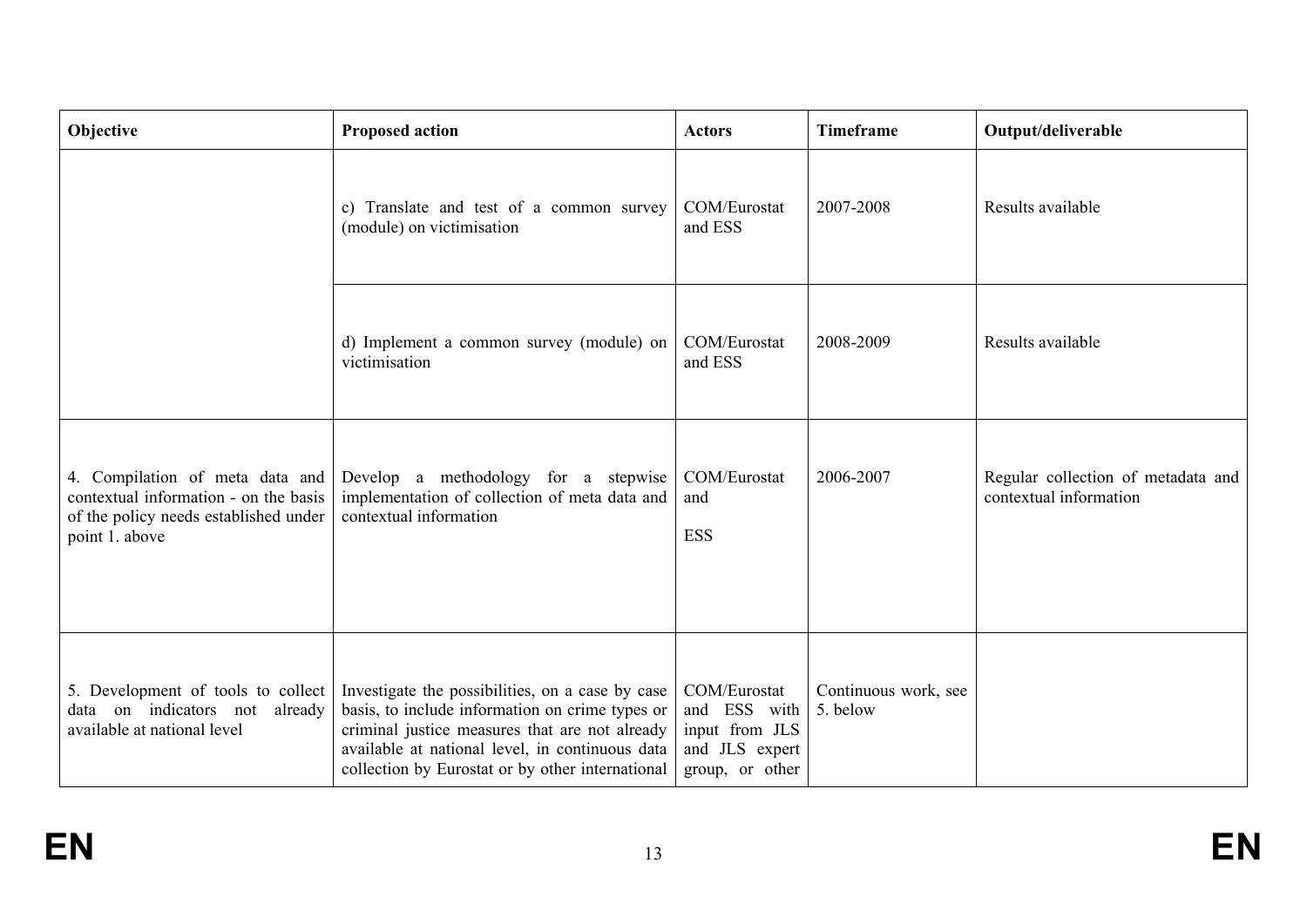| Objective | Proposed action | Actors | Timeframe | Output/deliverable |
|---|---|---|---|---|
| | c) Translate and test of a common survey (module) on victimisation | COM/Eurostat and ESS | 2007-2008 | Results available |
| | d) Implement a common survey (module) on victimisation | COM/Eurostat and ESS | 2008-2009 | Results available |
| 4. Compilation of meta data and contextual information - on the basis of the policy needs established under point 1. above | Develop a methodology for a stepwise implementation of collection of meta data and contextual information | COM/Eurostat and ESS | 2006-2007 | Regular collection of metadata and contextual information |
| 5. Development of tools to collect data on indicators not already available at national level | Investigate the possibilities, on a case by case basis, to include information on crime types or criminal justice measures that are not already available at national level, in continuous data collection by Eurostat or by other international | COM/Eurostat and ESS with input from JLS and JLS expert group, or other | Continuous work, see 5. below | |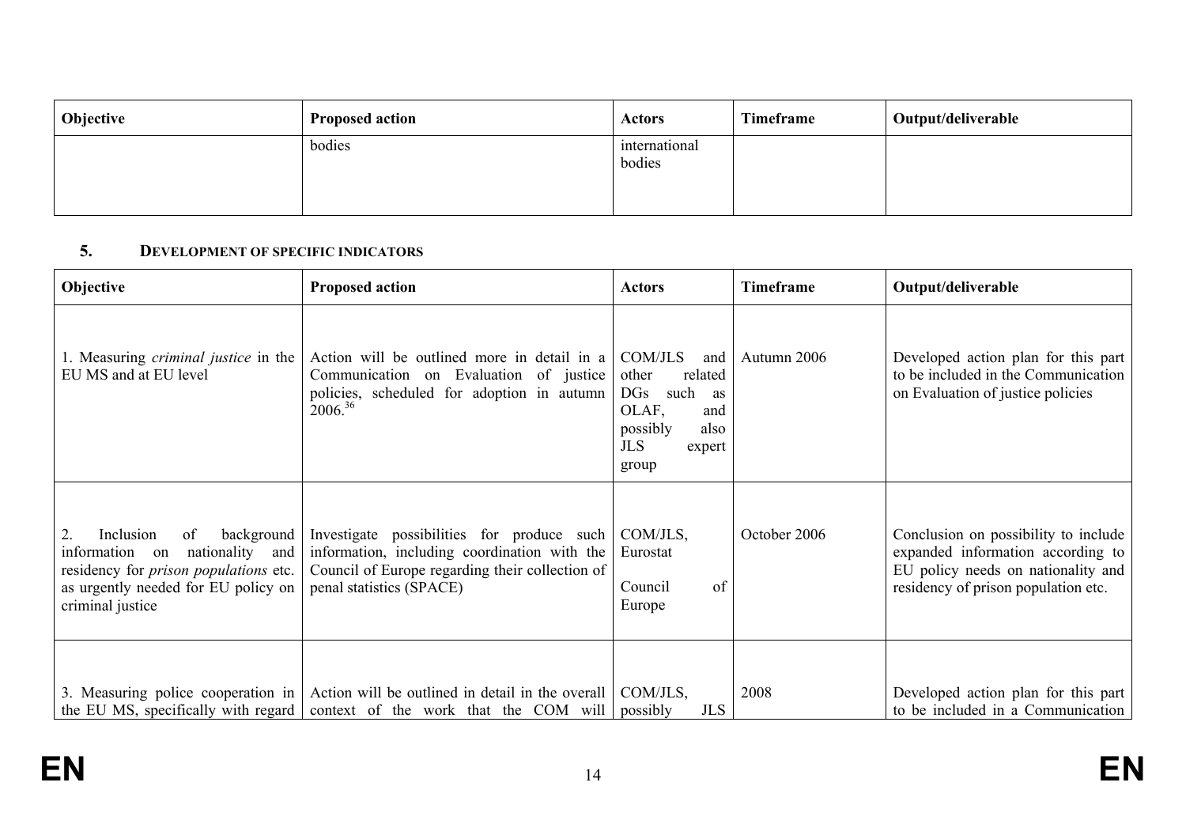| Objective | Proposed action | Actors | Timeframe | Output/deliverable |
|---|---|---|---|---|
| | bodies | international bodies | | |

## 5. DEVELOPMENT OF SPECIFIC INDICATORS

| Objective | Proposed action | Actors | Timeframe | Output/deliverable |
|---|---|---|---|---|
| 1. Measuring *criminal justice* in the EU MS and at EU level | Action will be outlined more in detail in a Communication on Evaluation of justice policies, scheduled for adoption in autumn 2006.[36] | COM/JLS and other related DGs such as OLAF, and possibly also JLS expert group | Autumn 2006 | Developed action plan for this part to be included in the Communication on Evaluation of justice policies |
| 2. Inclusion of background information on nationality and residency for *prison populations* etc. as urgently needed for EU policy on criminal justice | Investigate possibilities for produce such information, including coordination with the Council of Europe regarding their collection of penal statistics (SPACE) | COM/JLS, Eurostat<br><br>Council of Europe | October 2006 | Conclusion on possibility to include expanded information according to EU policy needs on nationality and residency of prison population etc. |
| 3. Measuring police cooperation in the EU MS, specifically with regard | Action will be outlined in detail in the overall context of the work that the COM will | COM/JLS, possibly JLS | 2008 | Developed action plan for this part to be included in a Communication |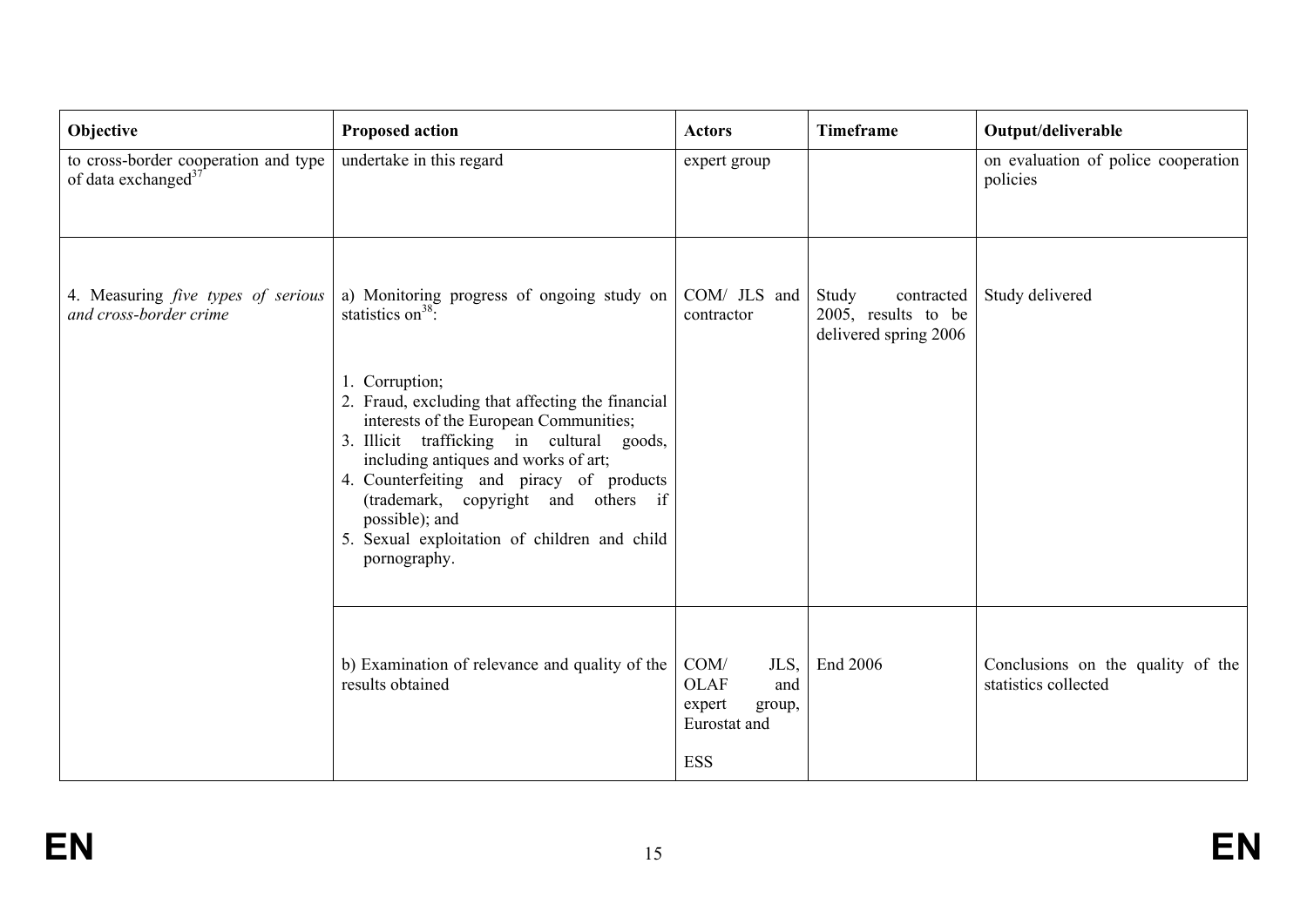| Objective | Proposed action | Actors | Timeframe | Output/deliverable |
|---|---|---|---|---|
| to cross-border cooperation and type of data exchanged[37] | undertake in this regard | expert group | | on evaluation of police cooperation policies |
| 4. Measuring *five types of serious and cross-border crime* | a) Monitoring progress of ongoing study on statistics on[38]:<br><br>1. Corruption;<br>2. Fraud, excluding that affecting the financial interests of the European Communities;<br>3. Illicit trafficking in cultural goods, including antiques and works of art;<br>4. Counterfeiting and piracy of products (trademark, copyright and others if possible); and<br>5. Sexual exploitation of children and child pornography. | COM/ JLS and contractor | Study contracted 2005, results to be delivered spring 2006 | Study delivered |
| | b) Examination of relevance and quality of the results obtained | COM/ JLS, OLAF and expert group, Eurostat and<br><br>ESS | End 2006 | Conclusions on the quality of the statistics collected |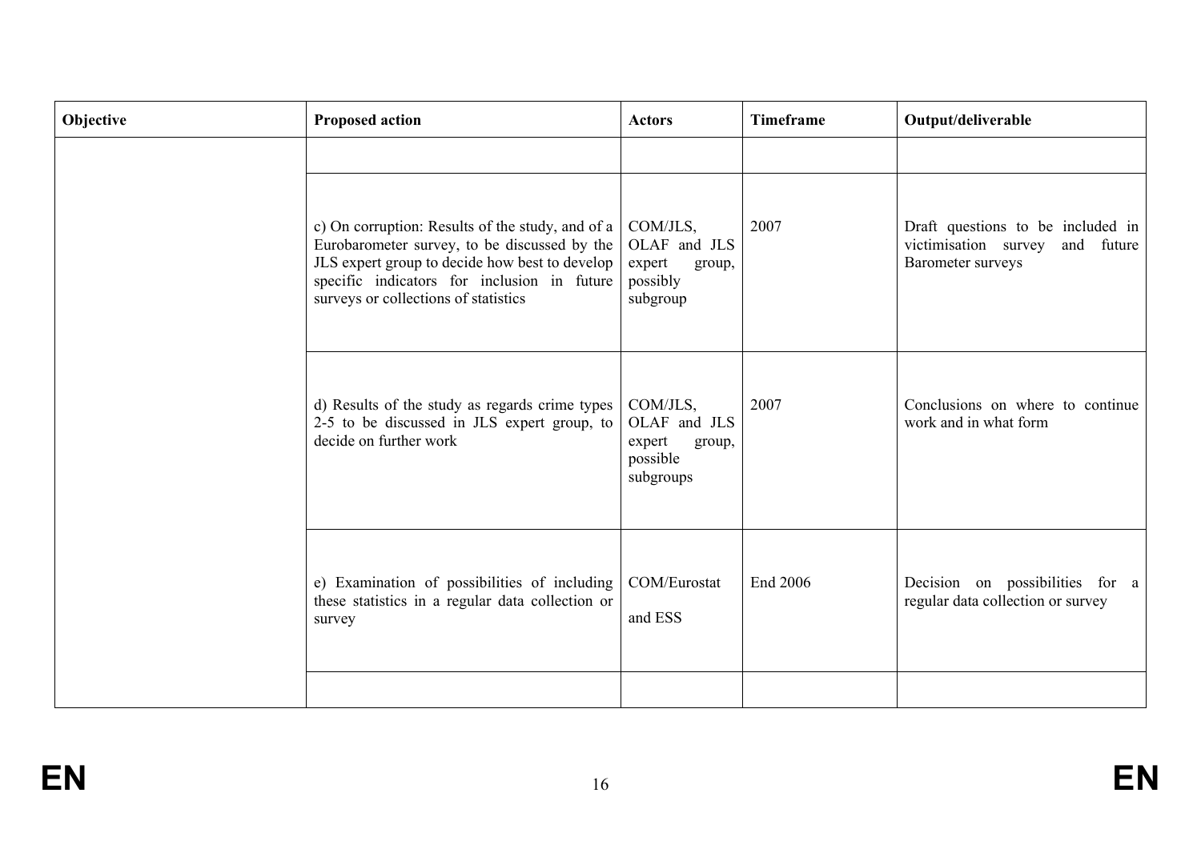| Objective | Proposed action | Actors | Timeframe | Output/deliverable |
|---|---|---|---|---|
| | | | | |
| | c) On corruption: Results of the study, and of a Eurobarometer survey, to be discussed by the JLS expert group to decide how best to develop specific indicators for inclusion in future surveys or collections of statistics | COM/JLS, OLAF and JLS expert group, possibly subgroup | 2007 | Draft questions to be included in victimisation survey and future Barometer surveys |
| | d) Results of the study as regards crime types 2-5 to be discussed in JLS expert group, to decide on further work | COM/JLS, OLAF and JLS expert group, possible subgroups | 2007 | Conclusions on where to continue work and in what form |
| | e) Examination of possibilities of including these statistics in a regular data collection or survey | COM/Eurostat and ESS | End 2006 | Decision on possibilities for a regular data collection or survey |
| | | | | |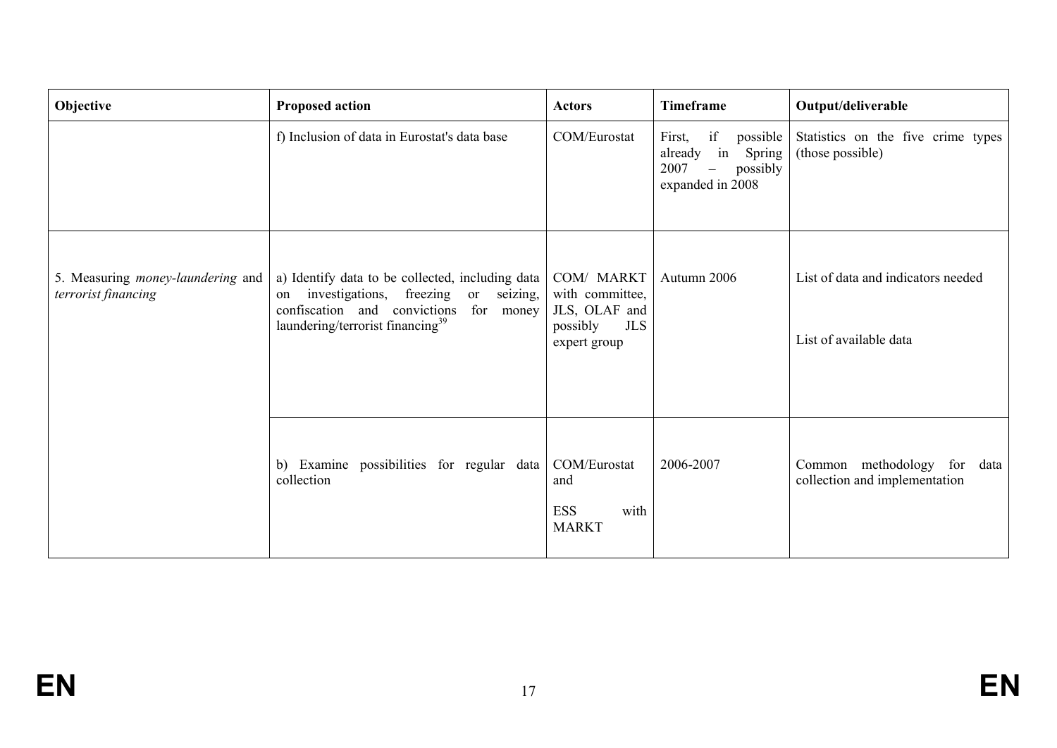| Objective | Proposed action | Actors | Timeframe | Output/deliverable |
|---|---|---|---|---|
| | f) Inclusion of data in Eurostat's data base | COM/Eurostat | First, if possible already in Spring 2007 – possibly expanded in 2008 | Statistics on the five crime types (those possible) |
| 5. Measuring *money-laundering* and *terrorist financing* | a) Identify data to be collected, including data on investigations, freezing or seizing, confiscation and convictions for money laundering/terrorist financing[39] | COM/ MARKT with committee, JLS, OLAF and possibly JLS expert group | Autumn 2006 | List of data and indicators needed<br><br>List of available data |
| | b) Examine possibilities for regular data collection | COM/Eurostat and<br><br>ESS with MARKT | 2006-2007 | Common methodology for data collection and implementation |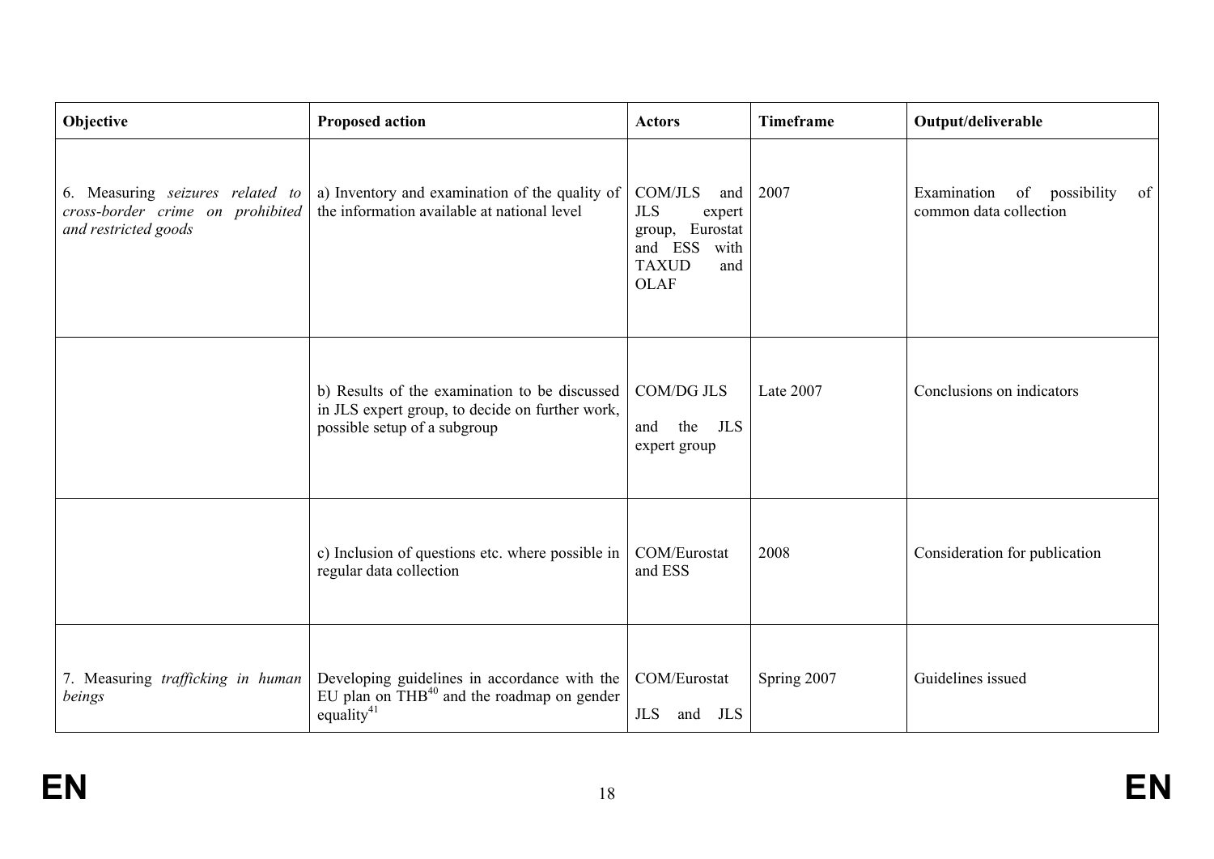| Objective | Proposed action | Actors | Timeframe | Output/deliverable |
|---|---|---|---|---|
| 6. Measuring *seizures related to cross-border crime on prohibited and restricted goods* | a) Inventory and examination of the quality of the information available at national level | COM/JLS and JLS expert group, Eurostat and ESS with TAXUD and OLAF | 2007 | Examination of possibility of common data collection |
| | b) Results of the examination to be discussed in JLS expert group, to decide on further work, possible setup of a subgroup | COM/DG JLS and the JLS expert group | Late 2007 | Conclusions on indicators |
| | c) Inclusion of questions etc. where possible in regular data collection | COM/Eurostat and ESS | 2008 | Consideration for publication |
| 7. Measuring *trafficking in human beings* | Developing guidelines in accordance with the EU plan on THB[40] and the roadmap on gender equality[41] | COM/Eurostat JLS and JLS | Spring 2007 | Guidelines issued |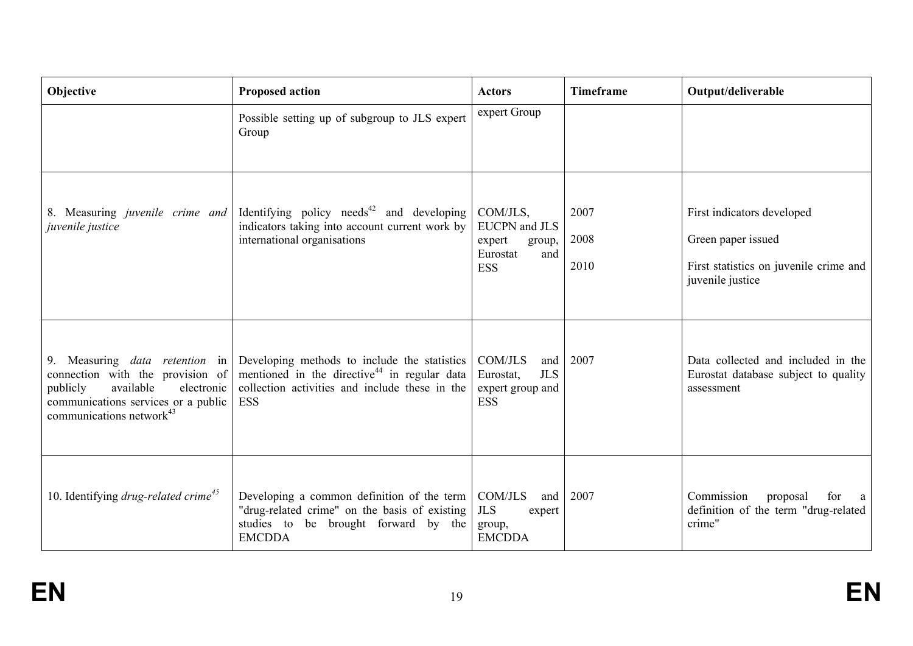| Objective | Proposed action | Actors | Timeframe | Output/deliverable |
|---|---|---|---|---|
| | Possible setting up of subgroup to JLS expert Group | expert Group | | |
| 8. Measuring *juvenile crime and juvenile justice* | Identifying policy needs[42] and developing indicators taking into account current work by international organisations | COM/JLS, EUCPN and JLS expert group, Eurostat and ESS | 2007<br><br>2008<br><br>2010 | First indicators developed<br><br>Green paper issued<br><br>First statistics on juvenile crime and juvenile justice |
| 9. Measuring *data retention* in connection with the provision of publicly available electronic communications services or a public communications network[43] | Developing methods to include the statistics mentioned in the directive[44] in regular data collection activities and include these in the ESS | COM/JLS and Eurostat, JLS expert group and ESS | 2007 | Data collected and included in the Eurostat database subject to quality assessment |
| 10. Identifying *drug-related crime*[45] | Developing a common definition of the term "drug-related crime" on the basis of existing studies to be brought forward by the EMCDDA | COM/JLS and JLS expert group, EMCDDA | 2007 | Commission proposal for a definition of the term "drug-related crime" |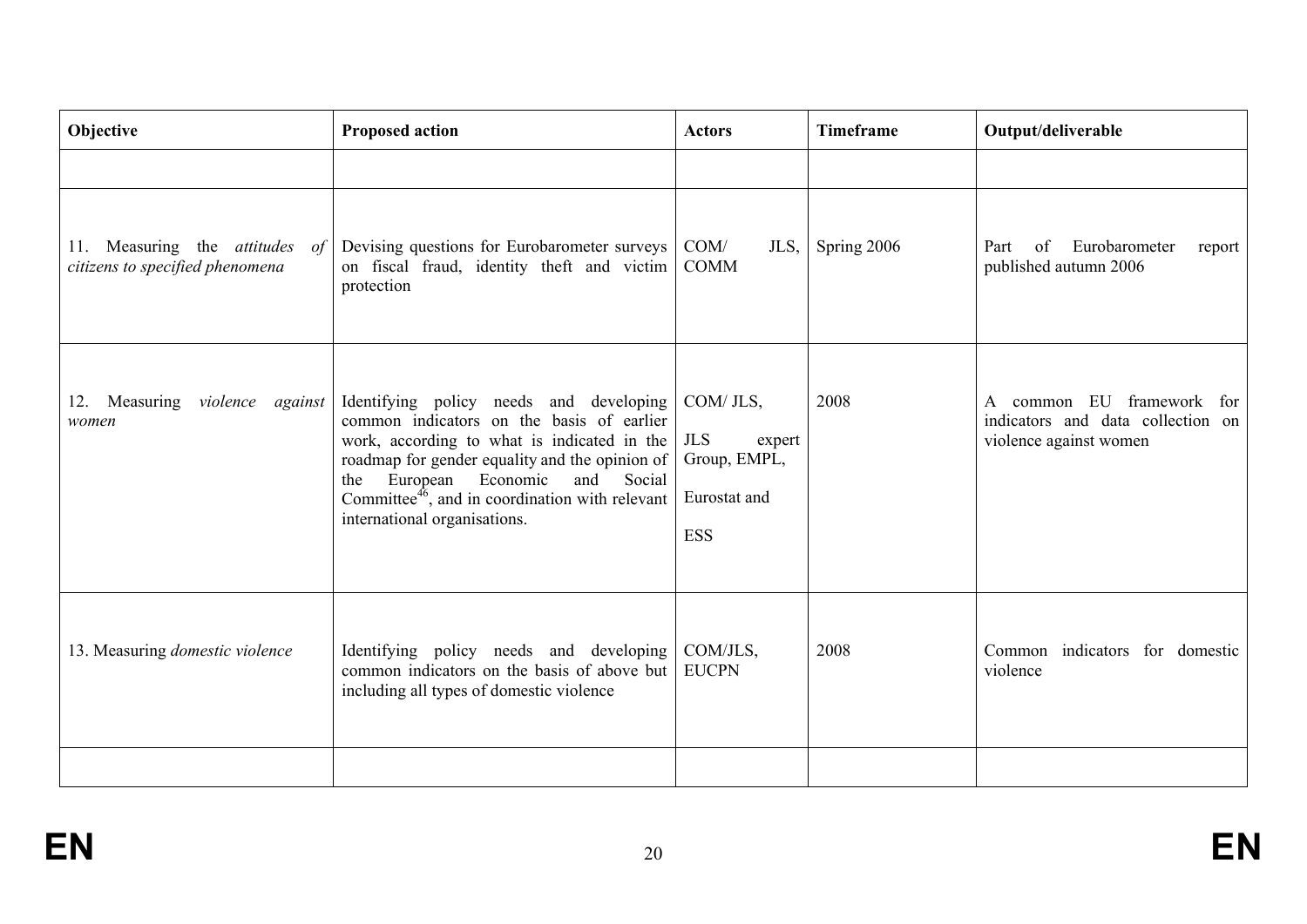| Objective | Proposed action | Actors | Timeframe | Output/deliverable |
|---|---|---|---|---|
| | | | | |
| 11. Measuring the *attitudes of citizens to specified phenomena* | Devising questions for Eurobarometer surveys on fiscal fraud, identity theft and victim protection | COM/ JLS, COMM | Spring 2006 | Part of Eurobarometer report published autumn 2006 |
| 12. Measuring *violence against women* | Identifying policy needs and developing common indicators on the basis of earlier work, according to what is indicated in the roadmap for gender equality and the opinion of the European Economic and Social Committee[46], and in coordination with relevant international organisations. | COM/ JLS, JLS expert Group, EMPL, Eurostat and ESS | 2008 | A common EU framework for indicators and data collection on violence against women |
| 13. Measuring *domestic violence* | Identifying policy needs and developing common indicators on the basis of above but including all types of domestic violence | COM/JLS, EUCPN | 2008 | Common indicators for domestic violence |
| | | | | |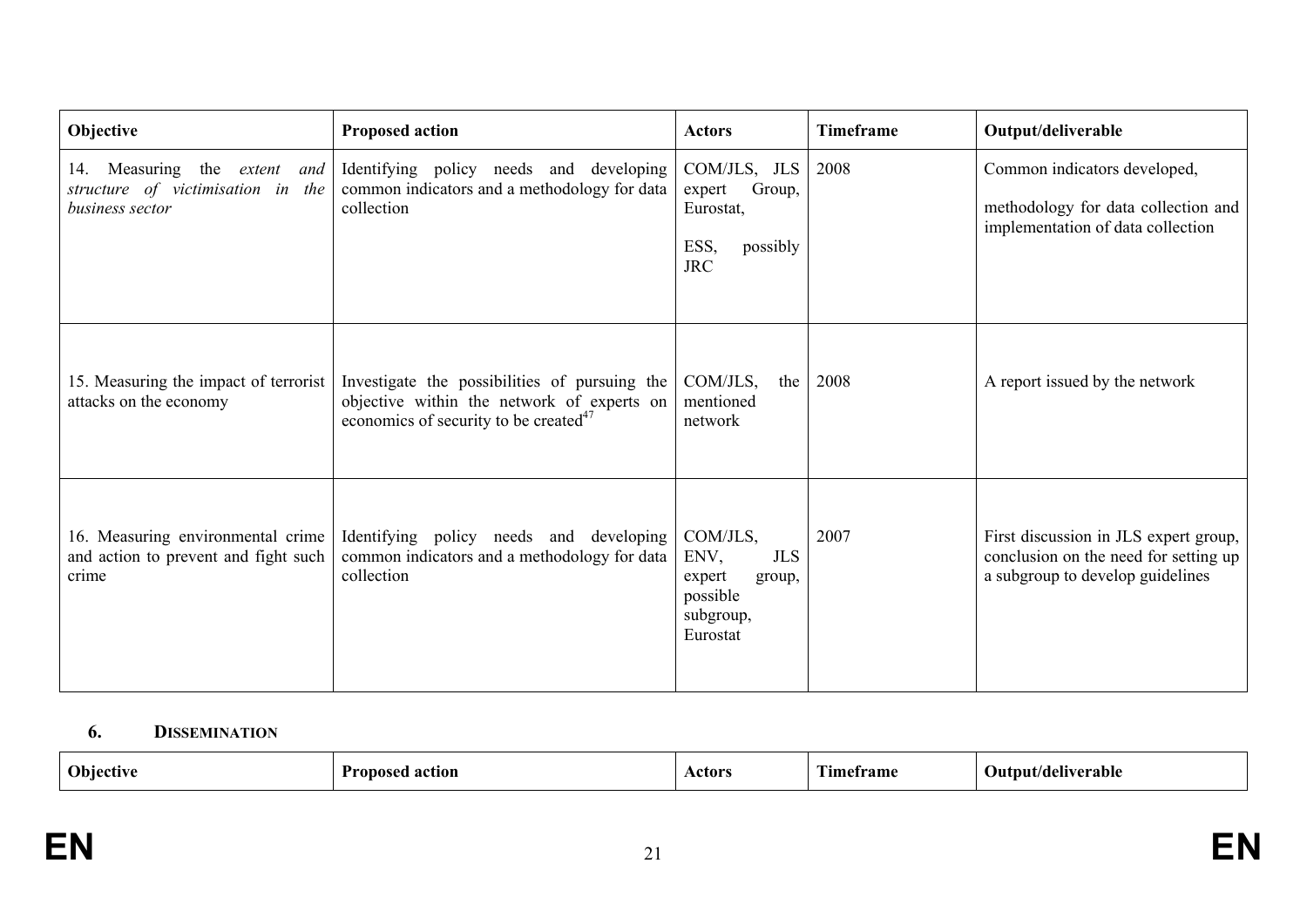| Objective | Proposed action | Actors | Timeframe | Output/deliverable |
|---|---|---|---|---|
| 14. Measuring the *extent and structure of victimisation in the business sector* | Identifying policy needs and developing common indicators and a methodology for data collection | COM/JLS, JLS expert Group, Eurostat, ESS, possibly JRC | 2008 | Common indicators developed, methodology for data collection and implementation of data collection |
| 15. Measuring the impact of terrorist attacks on the economy | Investigate the possibilities of pursuing the objective within the network of experts on economics of security to be created[47] | COM/JLS, the mentioned network | 2008 | A report issued by the network |
| 16. Measuring environmental crime and action to prevent and fight such crime | Identifying policy needs and developing common indicators and a methodology for data collection | COM/JLS, ENV, JLS expert group, possible subgroup, Eurostat | 2007 | First discussion in JLS expert group, conclusion on the need for setting up a subgroup to develop guidelines |

## 6. DISSEMINATION

| Objective | Proposed action | Actors | Timeframe | Output/deliverable |
|---|---|---|---|---|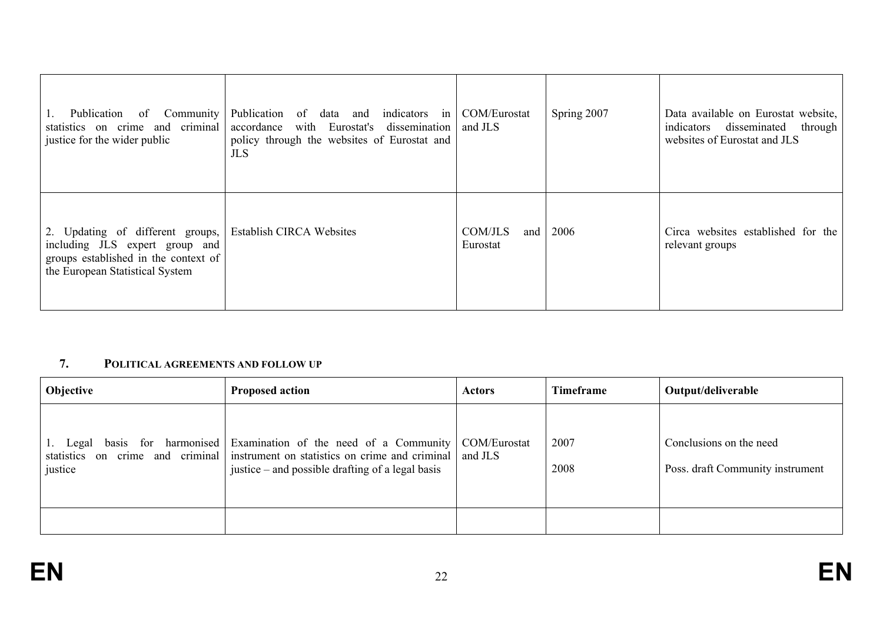| | | | | |
|---|---|---|---|---|
| 1. Publication of Community statistics on crime and criminal justice for the wider public | Publication of data and indicators in accordance with Eurostat's dissemination policy through the websites of Eurostat and JLS | COM/Eurostat and JLS | Spring 2007 | Data available on Eurostat website, indicators disseminated through websites of Eurostat and JLS |
| 2. Updating of different groups, including JLS expert group and groups established in the context of the European Statistical System | Establish CIRCA Websites | COM/JLS and Eurostat | 2006 | Circa websites established for the relevant groups |

## 7. POLITICAL AGREEMENTS AND FOLLOW UP

| Objective | Proposed action | Actors | Timeframe | Output/deliverable |
|---|---|---|---|---|
| 1. Legal basis for harmonised statistics on crime and criminal justice | Examination of the need of a Community instrument on statistics on crime and criminal justice – and possible drafting of a legal basis | COM/Eurostat and JLS | 2007<br>2008 | Conclusions on the need<br>Poss. draft Community instrument |
| | | | | |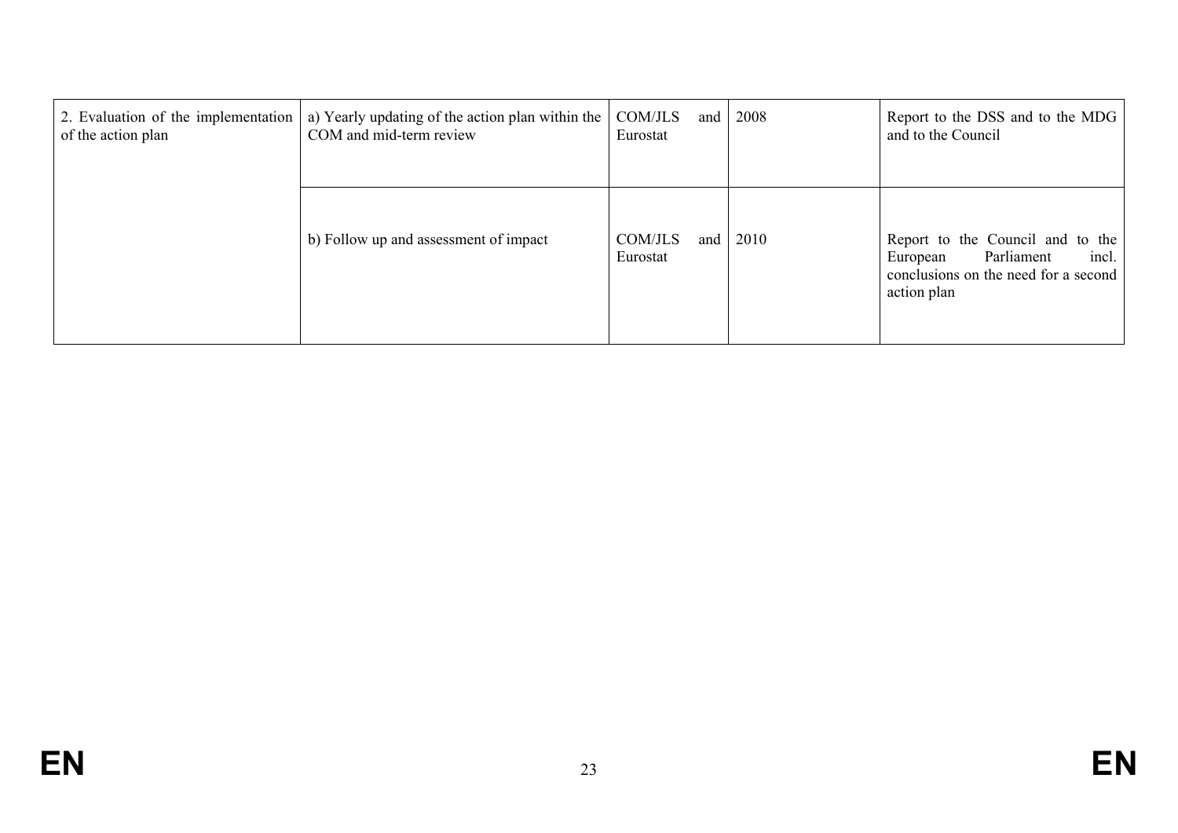| 2. Evaluation of the implementation of the action plan | a) Yearly updating of the action plan within the COM and mid-term review | COM/JLS and Eurostat | 2008 | Report to the DSS and to the MDG and to the Council |
|---|---|---|---|---|
| | b) Follow up and assessment of impact | COM/JLS and Eurostat | 2010 | Report to the Council and to the European Parliament incl. conclusions on the need for a second action plan |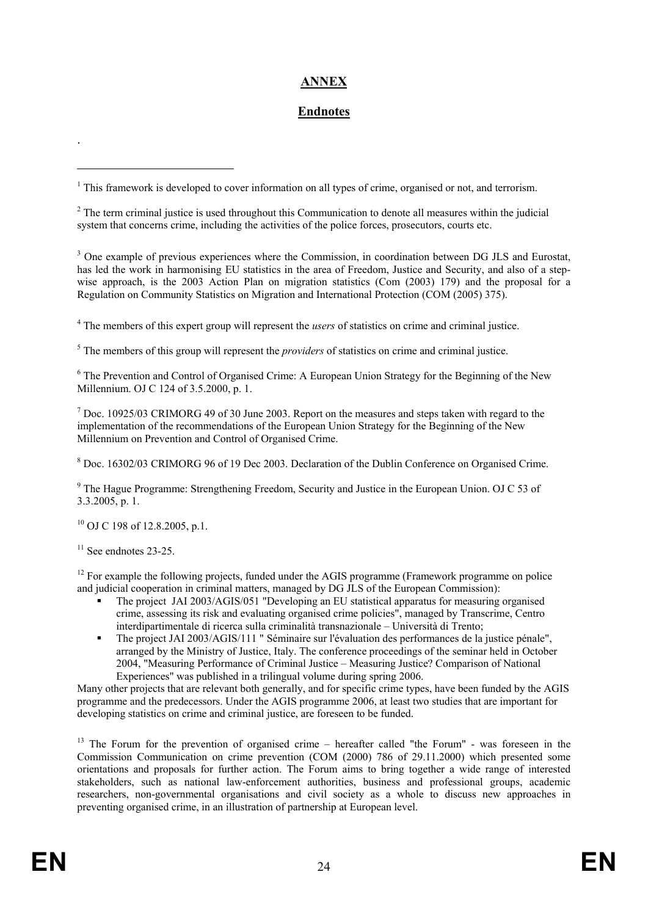## ANNEX

## Endnotes

.

[1] This framework is developed to cover information on all types of crime, organised or not, and terrorism.

[2] The term criminal justice is used throughout this Communication to denote all measures within the judicial system that concerns crime, including the activities of the police forces, prosecutors, courts etc.

[3] One example of previous experiences where the Commission, in coordination between DG JLS and Eurostat, has led the work in harmonising EU statistics in the area of Freedom, Justice and Security, and also of a step-wise approach, is the 2003 Action Plan on migration statistics (Com (2003) 179) and the proposal for a Regulation on Community Statistics on Migration and International Protection (COM (2005) 375).

[4] The members of this expert group will represent the *users* of statistics on crime and criminal justice.

[5] The members of this group will represent the *providers* of statistics on crime and criminal justice.

[6] The Prevention and Control of Organised Crime: A European Union Strategy for the Beginning of the New Millennium. OJ C 124 of 3.5.2000, p. 1.

[7] Doc. 10925/03 CRIMORG 49 of 30 June 2003. Report on the measures and steps taken with regard to the implementation of the recommendations of the European Union Strategy for the Beginning of the New Millennium on Prevention and Control of Organised Crime.

[8] Doc. 16302/03 CRIMORG 96 of 19 Dec 2003. Declaration of the Dublin Conference on Organised Crime.

[9] The Hague Programme: Strengthening Freedom, Security and Justice in the European Union. OJ C 53 of 3.3.2005, p. 1.

[10] OJ C 198 of 12.8.2005, p.1.

[11] See endnotes 23-25.

[12] For example the following projects, funded under the AGIS programme (Framework programme on police and judicial cooperation in criminal matters, managed by DG JLS of the European Commission):

- The project JAI 2003/AGIS/051 "Developing an EU statistical apparatus for measuring organised crime, assessing its risk and evaluating organised crime policies", managed by Transcrime, Centro interdipartimentale di ricerca sulla criminalità transnazionale – Università di Trento;
- The project JAI 2003/AGIS/111 " Séminaire sur l'évaluation des performances de la justice pénale", arranged by the Ministry of Justice, Italy. The conference proceedings of the seminar held in October 2004, "Measuring Performance of Criminal Justice – Measuring Justice? Comparison of National Experiences" was published in a trilingual volume during spring 2006.

Many other projects that are relevant both generally, and for specific crime types, have been funded by the AGIS programme and the predecessors. Under the AGIS programme 2006, at least two studies that are important for developing statistics on crime and criminal justice, are foreseen to be funded.

[13] The Forum for the prevention of organised crime – hereafter called "the Forum" - was foreseen in the Commission Communication on crime prevention (COM (2000) 786 of 29.11.2000) which presented some orientations and proposals for further action. The Forum aims to bring together a wide range of interested stakeholders, such as national law-enforcement authorities, business and professional groups, academic researchers, non-governmental organisations and civil society as a whole to discuss new approaches in preventing organised crime, in an illustration of partnership at European level.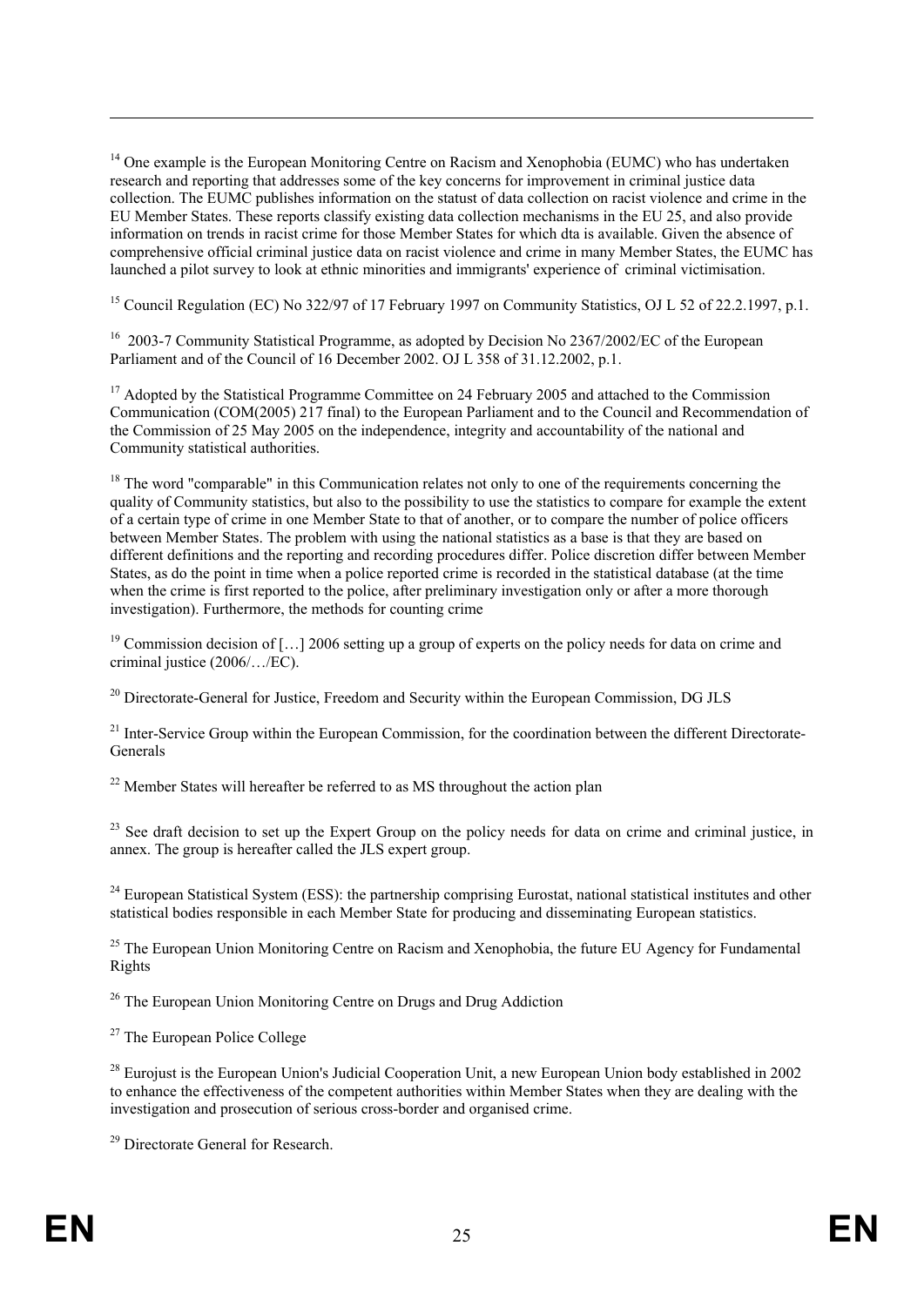[14] One example is the European Monitoring Centre on Racism and Xenophobia (EUMC) who has undertaken research and reporting that addresses some of the key concerns for improvement in criminal justice data collection. The EUMC publishes information on the statust of data collection on racist violence and crime in the EU Member States. These reports classify existing data collection mechanisms in the EU 25, and also provide information on trends in racist crime for those Member States for which dta is available. Given the absence of comprehensive official criminal justice data on racist violence and crime in many Member States, the EUMC has launched a pilot survey to look at ethnic minorities and immigrants' experience of criminal victimisation.

[15] Council Regulation (EC) No 322/97 of 17 February 1997 on Community Statistics, OJ L 52 of 22.2.1997, p.1.

[16] 2003-7 Community Statistical Programme, as adopted by Decision No 2367/2002/EC of the European Parliament and of the Council of 16 December 2002. OJ L 358 of 31.12.2002, p.1.

[17] Adopted by the Statistical Programme Committee on 24 February 2005 and attached to the Commission Communication (COM(2005) 217 final) to the European Parliament and to the Council and Recommendation of the Commission of 25 May 2005 on the independence, integrity and accountability of the national and Community statistical authorities.

[18] The word "comparable" in this Communication relates not only to one of the requirements concerning the quality of Community statistics, but also to the possibility to use the statistics to compare for example the extent of a certain type of crime in one Member State to that of another, or to compare the number of police officers between Member States. The problem with using the national statistics as a base is that they are based on different definitions and the reporting and recording procedures differ. Police discretion differ between Member States, as do the point in time when a police reported crime is recorded in the statistical database (at the time when the crime is first reported to the police, after preliminary investigation only or after a more thorough investigation). Furthermore, the methods for counting crime

[19] Commission decision of […] 2006 setting up a group of experts on the policy needs for data on crime and criminal justice (2006/…/EC).

[20] Directorate-General for Justice, Freedom and Security within the European Commission, DG JLS

[21] Inter-Service Group within the European Commission, for the coordination between the different Directorate-Generals

[22] Member States will hereafter be referred to as MS throughout the action plan

[23] See draft decision to set up the Expert Group on the policy needs for data on crime and criminal justice, in annex. The group is hereafter called the JLS expert group.

[24] European Statistical System (ESS): the partnership comprising Eurostat, national statistical institutes and other statistical bodies responsible in each Member State for producing and disseminating European statistics.

[25] The European Union Monitoring Centre on Racism and Xenophobia, the future EU Agency for Fundamental Rights

[26] The European Union Monitoring Centre on Drugs and Drug Addiction

[27] The European Police College

[28] Eurojust is the European Union's Judicial Cooperation Unit, a new European Union body established in 2002 to enhance the effectiveness of the competent authorities within Member States when they are dealing with the investigation and prosecution of serious cross-border and organised crime.

[29] Directorate General for Research.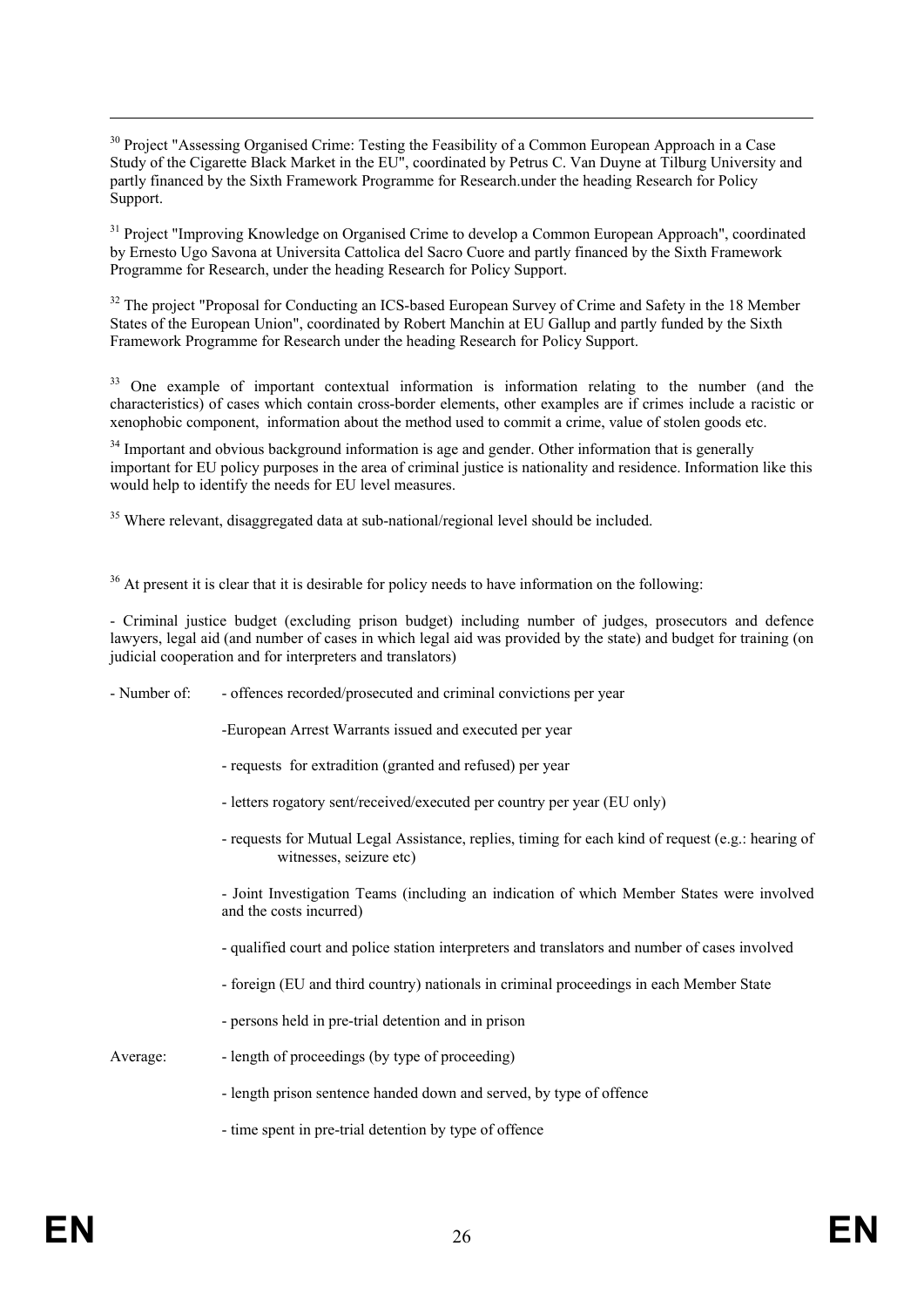[30] Project "Assessing Organised Crime: Testing the Feasibility of a Common European Approach in a Case Study of the Cigarette Black Market in the EU", coordinated by Petrus C. Van Duyne at Tilburg University and partly financed by the Sixth Framework Programme for Research.under the heading Research for Policy Support.

[31] Project "Improving Knowledge on Organised Crime to develop a Common European Approach", coordinated by Ernesto Ugo Savona at Universita Cattolica del Sacro Cuore and partly financed by the Sixth Framework Programme for Research, under the heading Research for Policy Support.

[32] The project "Proposal for Conducting an ICS-based European Survey of Crime and Safety in the 18 Member States of the European Union", coordinated by Robert Manchin at EU Gallup and partly funded by the Sixth Framework Programme for Research under the heading Research for Policy Support.

[33] One example of important contextual information is information relating to the number (and the characteristics) of cases which contain cross-border elements, other examples are if crimes include a racistic or xenophobic component, information about the method used to commit a crime, value of stolen goods etc.

[34] Important and obvious background information is age and gender. Other information that is generally important for EU policy purposes in the area of criminal justice is nationality and residence. Information like this would help to identify the needs for EU level measures.

[35] Where relevant, disaggregated data at sub-national/regional level should be included.

[36] At present it is clear that it is desirable for policy needs to have information on the following:

- Criminal justice budget (excluding prison budget) including number of judges, prosecutors and defence lawyers, legal aid (and number of cases in which legal aid was provided by the state) and budget for training (on judicial cooperation and for interpreters and translators)

- Number of:
  - offences recorded/prosecuted and criminal convictions per year
  - European Arrest Warrants issued and executed per year
  - requests for extradition (granted and refused) per year
  - letters rogatory sent/received/executed per country per year (EU only)
  - requests for Mutual Legal Assistance, replies, timing for each kind of request (e.g.: hearing of witnesses, seizure etc)
  - Joint Investigation Teams (including an indication of which Member States were involved and the costs incurred)
  - qualified court and police station interpreters and translators and number of cases involved
  - foreign (EU and third country) nationals in criminal proceedings in each Member State
  - persons held in pre-trial detention and in prison

Average:
  - length of proceedings (by type of proceeding)
  - length prison sentence handed down and served, by type of offence
  - time spent in pre-trial detention by type of offence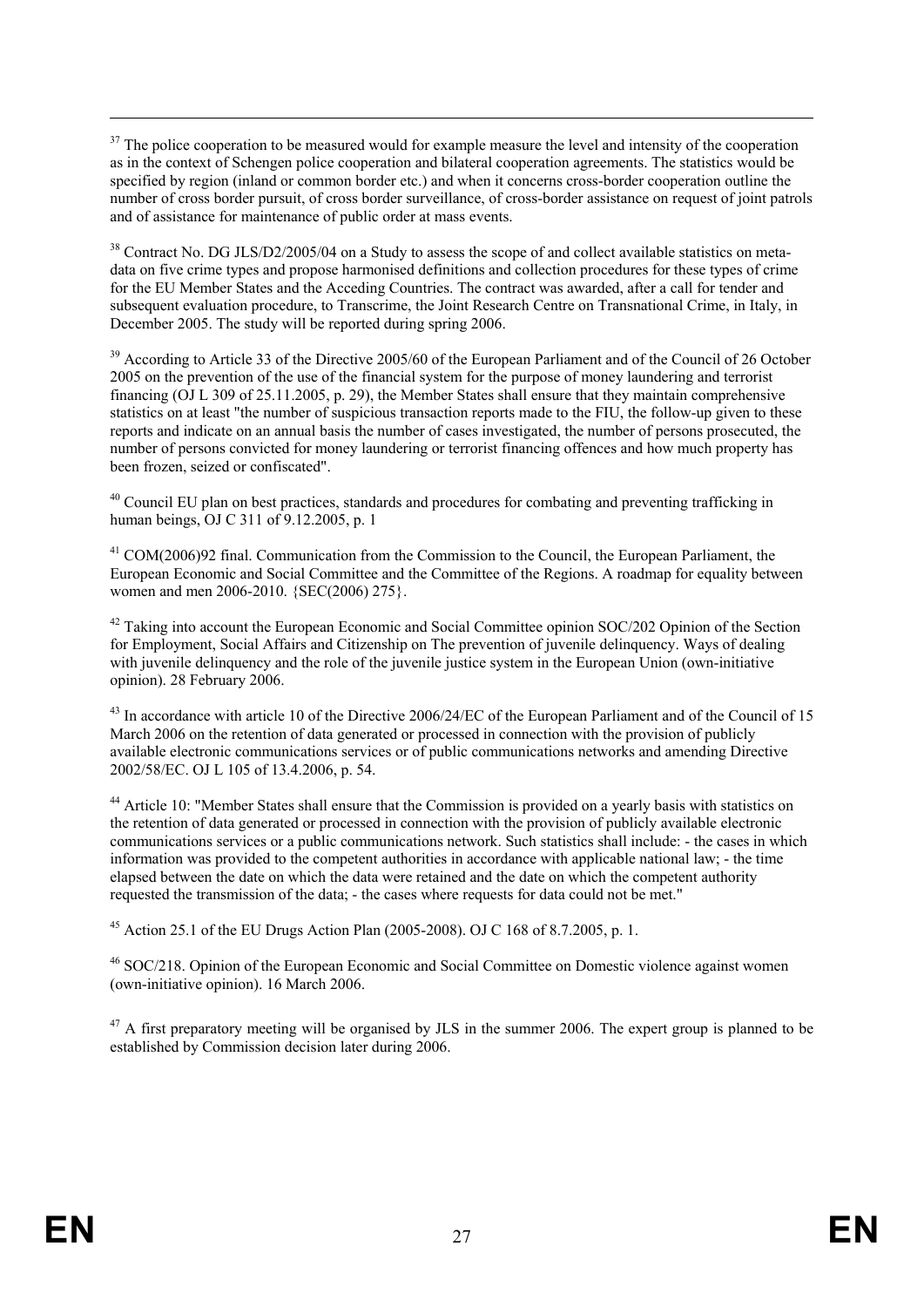[37] The police cooperation to be measured would for example measure the level and intensity of the cooperation as in the context of Schengen police cooperation and bilateral cooperation agreements. The statistics would be specified by region (inland or common border etc.) and when it concerns cross-border cooperation outline the number of cross border pursuit, of cross border surveillance, of cross-border assistance on request of joint patrols and of assistance for maintenance of public order at mass events.

[38] Contract No. DG JLS/D2/2005/04 on a Study to assess the scope of and collect available statistics on meta-data on five crime types and propose harmonised definitions and collection procedures for these types of crime for the EU Member States and the Acceding Countries. The contract was awarded, after a call for tender and subsequent evaluation procedure, to Transcrime, the Joint Research Centre on Transnational Crime, in Italy, in December 2005. The study will be reported during spring 2006.

[39] According to Article 33 of the Directive 2005/60 of the European Parliament and of the Council of 26 October 2005 on the prevention of the use of the financial system for the purpose of money laundering and terrorist financing (OJ L 309 of 25.11.2005, p. 29), the Member States shall ensure that they maintain comprehensive statistics on at least "the number of suspicious transaction reports made to the FIU, the follow-up given to these reports and indicate on an annual basis the number of cases investigated, the number of persons prosecuted, the number of persons convicted for money laundering or terrorist financing offences and how much property has been frozen, seized or confiscated".

[40] Council EU plan on best practices, standards and procedures for combating and preventing trafficking in human beings, OJ C 311 of 9.12.2005, p. 1

[41] COM(2006)92 final. Communication from the Commission to the Council, the European Parliament, the European Economic and Social Committee and the Committee of the Regions. A roadmap for equality between women and men 2006-2010. {SEC(2006) 275}.

[42] Taking into account the European Economic and Social Committee opinion SOC/202 Opinion of the Section for Employment, Social Affairs and Citizenship on The prevention of juvenile delinquency. Ways of dealing with juvenile delinquency and the role of the juvenile justice system in the European Union (own-initiative opinion). 28 February 2006.

[43] In accordance with article 10 of the Directive 2006/24/EC of the European Parliament and of the Council of 15 March 2006 on the retention of data generated or processed in connection with the provision of publicly available electronic communications services or of public communications networks and amending Directive 2002/58/EC. OJ L 105 of 13.4.2006, p. 54.

[44] Article 10: "Member States shall ensure that the Commission is provided on a yearly basis with statistics on the retention of data generated or processed in connection with the provision of publicly available electronic communications services or a public communications network. Such statistics shall include: - the cases in which information was provided to the competent authorities in accordance with applicable national law; - the time elapsed between the date on which the data were retained and the date on which the competent authority requested the transmission of the data; - the cases where requests for data could not be met."

[45] Action 25.1 of the EU Drugs Action Plan (2005-2008). OJ C 168 of 8.7.2005, p. 1.

[46] SOC/218. Opinion of the European Economic and Social Committee on Domestic violence against women (own-initiative opinion). 16 March 2006.

[47] A first preparatory meeting will be organised by JLS in the summer 2006. The expert group is planned to be established by Commission decision later during 2006.